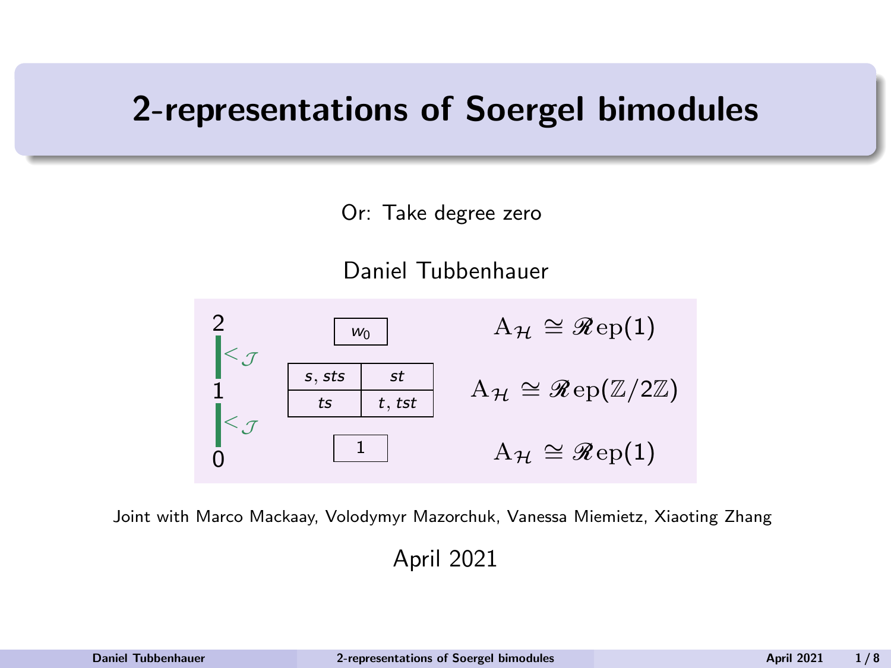# 2-representations of Soergel bimodules

Or: Take degree zero

Daniel Tubbenhauer

| Level | Cells | |
|---|---|---|
| 2 | $w_0$ | $\mathrm{A}_{\mathcal{H}} \cong \mathscr{R}\mathrm{ep}(1)$ |
| $<_{\mathcal{J}}$ | | |
| 1 | $s, sts$ ; $st$ ; $ts$ ; $t, tst$ | $\mathrm{A}_{\mathcal{H}} \cong \mathscr{R}\mathrm{ep}(\mathbb{Z}/2\mathbb{Z})$ |
| $<_{\mathcal{J}}$ | | |
| 0 | $1$ | $\mathrm{A}_{\mathcal{H}} \cong \mathscr{R}\mathrm{ep}(1)$ |

Joint with Marco Mackaay, Volodymyr Mazorchuk, Vanessa Miemietz, Xiaoting Zhang

April 2021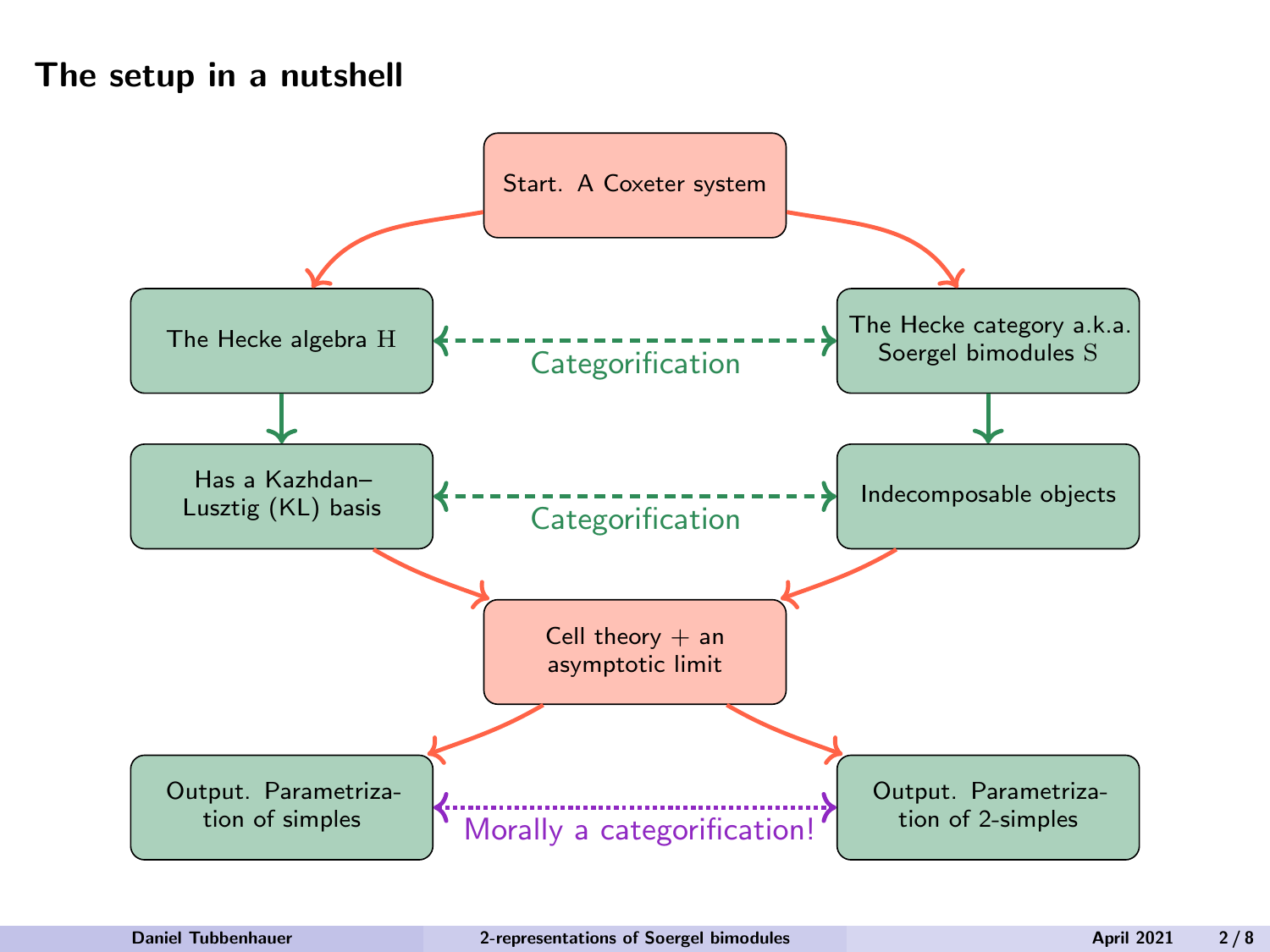## The setup in a nutshell

Start. A Coxeter system

The Hecke algebra $\mathrm{H}$

The Hecke category a.k.a. Soergel bimodules $\mathrm{S}$

Categorification

Has a Kazhdan–Lusztig (KL) basis

Indecomposable objects

Categorification

Cell theory + an asymptotic limit

Output. Parametrization of simples

Output. Parametrization of 2-simples

Morally a categorification!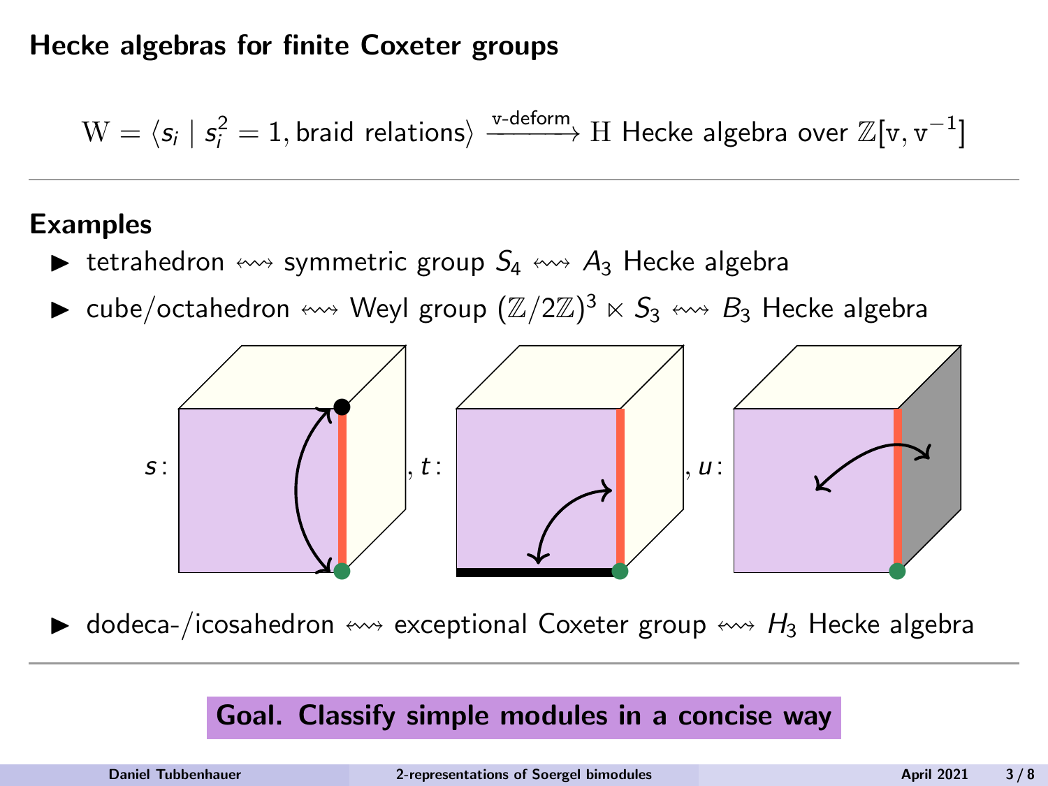## Hecke algebras for finite Coxeter groups

$$\mathrm{W} = \langle s_i \mid s_i^2 = 1, \text{braid relations} \rangle \xrightarrow{\text{v-deform}} \mathrm{H} \text{ Hecke algebra over } \mathbb{Z}[\mathrm{v}, \mathrm{v}^{-1}]$$

---

**Examples**

- tetrahedron $\leftrightsquigarrow$ symmetric group $S_4$ $\leftrightsquigarrow$ $A_3$ Hecke algebra
- cube/octahedron $\leftrightsquigarrow$ Weyl group $(\mathbb{Z}/2\mathbb{Z})^3 \ltimes S_3$ $\leftrightsquigarrow$ $B_3$ Hecke algebra

$s$: , $t$: , $u$:

- dodeca-/icosahedron $\leftrightsquigarrow$ exceptional Coxeter group $\leftrightsquigarrow$ $H_3$ Hecke algebra

---

**Goal. Classify simple modules in a concise way**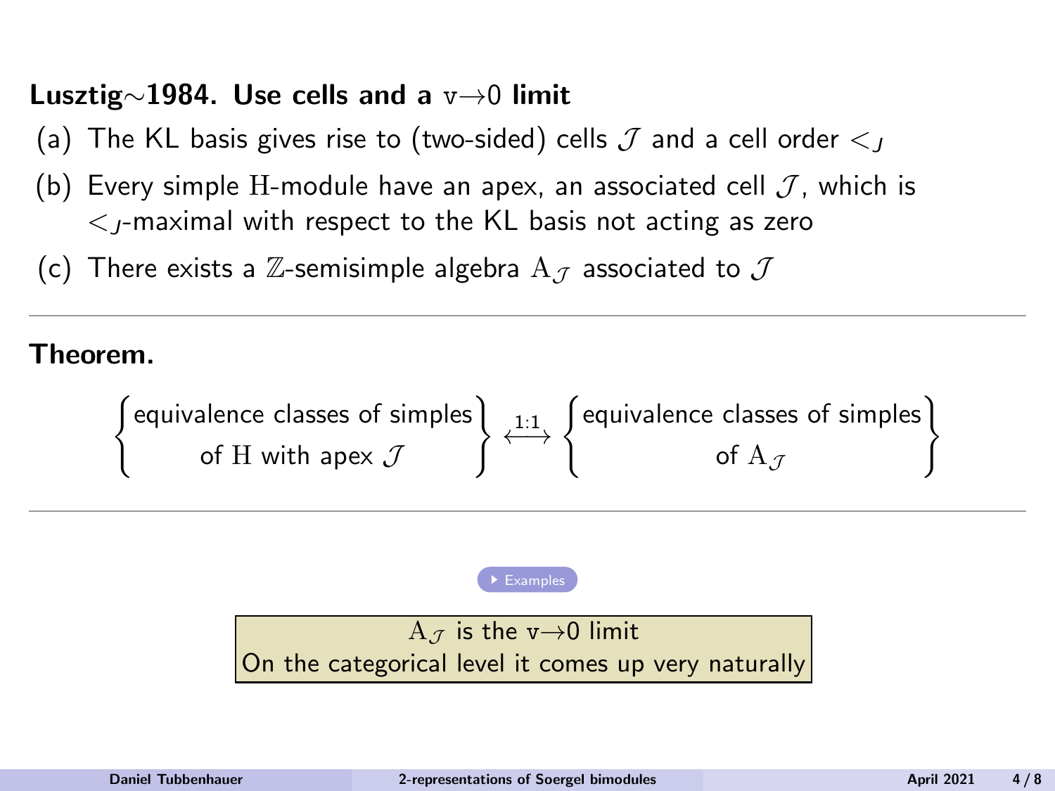**Lusztig∼1984. Use cells and a $\mathrm{v}\to 0$ limit**

(a) The KL basis gives rise to (two-sided) cells $\mathcal{J}$ and a cell order $<_J$

(b) Every simple $\mathrm{H}$-module have an apex, an associated cell $\mathcal{J}$, which is $<_J$-maximal with respect to the KL basis not acting as zero

(c) There exists a $\mathbb{Z}$-semisimple algebra $\mathrm{A}_{\mathcal{J}}$ associated to $\mathcal{J}$

---

**Theorem.**

$$\left\{\begin{matrix}\text{equivalence classes of simples}\\ \text{of } \mathrm{H} \text{ with apex } \mathcal{J}\end{matrix}\right\} \xleftrightarrow{1:1} \left\{\begin{matrix}\text{equivalence classes of simples}\\ \text{of } \mathrm{A}_{\mathcal{J}}\end{matrix}\right\}$$

---

Examples

$\mathrm{A}_{\mathcal{J}}$ is the $\mathrm{v}\to 0$ limit
On the categorical level it comes up very naturally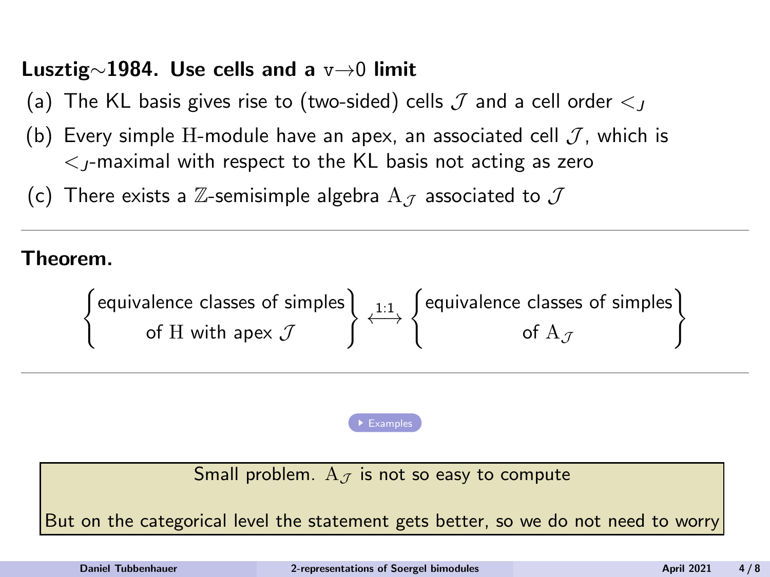**Lusztig∼1984. Use cells and a $\mathrm{v}\to 0$ limit**

(a) The KL basis gives rise to (two-sided) cells $\mathcal{J}$ and a cell order $<_J$

(b) Every simple $\mathrm{H}$-module have an apex, an associated cell $\mathcal{J}$, which is $<_J$-maximal with respect to the KL basis not acting as zero

(c) There exists a $\mathbb{Z}$-semisimple algebra $\mathrm{A}_{\mathcal{J}}$ associated to $\mathcal{J}$

---

**Theorem.**

$$\begin{Bmatrix}\text{equivalence classes of simples}\\ \text{of } \mathrm{H} \text{ with apex } \mathcal{J}\end{Bmatrix} \xleftrightarrow{1:1} \begin{Bmatrix}\text{equivalence classes of simples}\\ \text{of } \mathrm{A}_{\mathcal{J}}\end{Bmatrix}$$

---

Examples

Small problem. $\mathrm{A}_{\mathcal{J}}$ is not so easy to compute

But on the categorical level the statement gets better, so we do not need to worry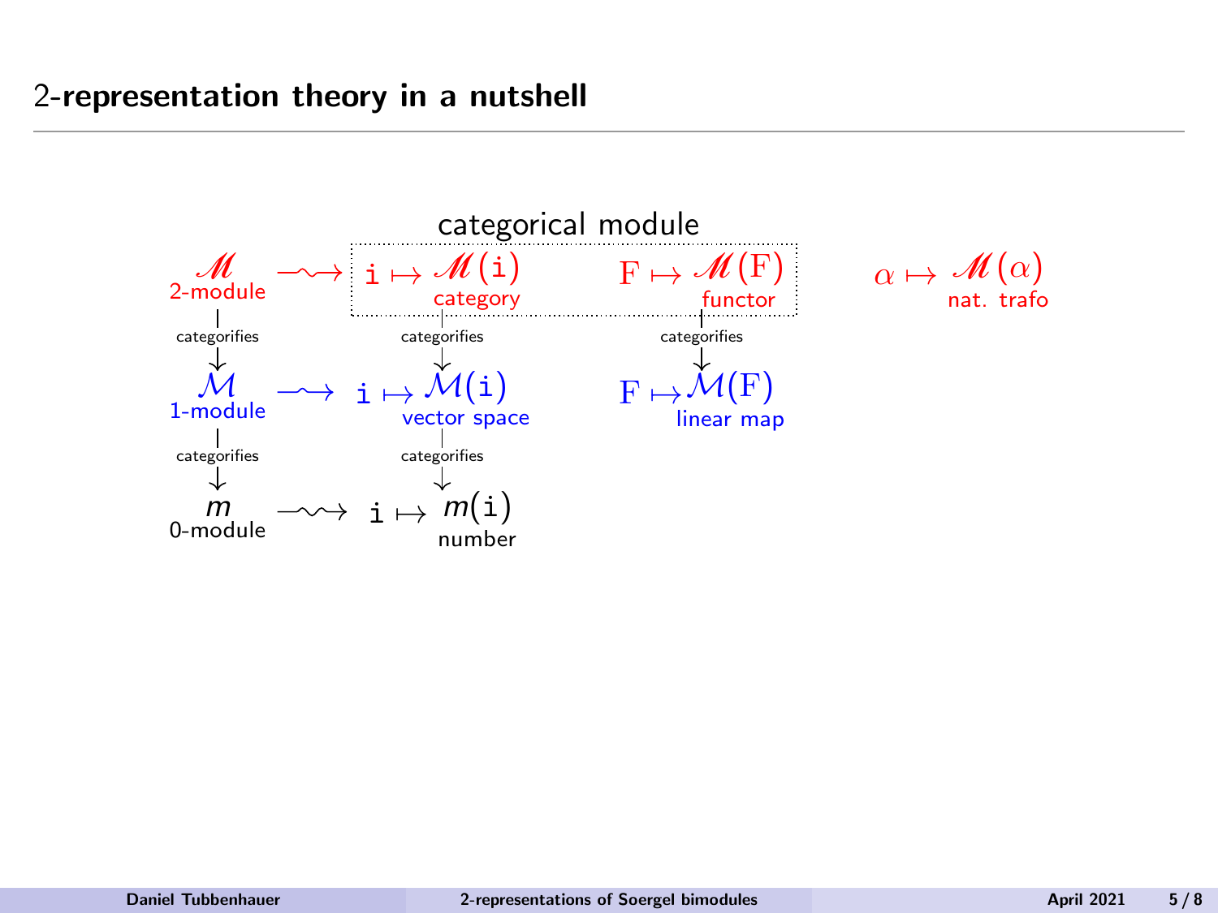## 2-representation theory in a nutshell

categorical module

$\mathscr{M}$ 2-module $\rightsquigarrow$ $\mathtt{i} \mapsto \mathscr{M}(\mathtt{i})$ category $\quad \mathrm{F} \mapsto \mathscr{M}(\mathrm{F})$ functor $\quad \alpha \mapsto \mathscr{M}(\alpha)$ nat. trafo

categorifies $\downarrow$ $\quad$ categorifies $\downarrow$ $\quad$ categorifies $\downarrow$

$\mathcal{M}$ 1-module $\rightsquigarrow$ $\mathtt{i} \mapsto \mathcal{M}(\mathtt{i})$ vector space $\quad \mathrm{F} \mapsto \mathcal{M}(\mathrm{F})$ linear map

categorifies $\downarrow$ $\quad$ categorifies $\downarrow$

$m$ 0-module $\rightsquigarrow$ $\mathtt{i} \mapsto m(\mathtt{i})$ number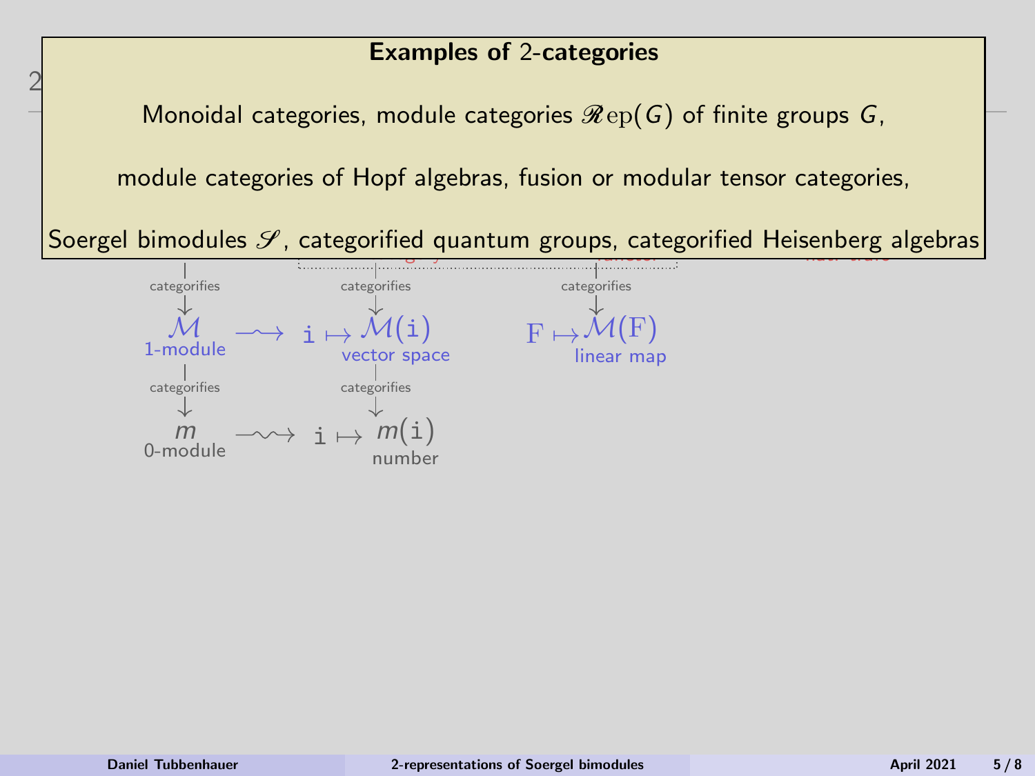**Examples of 2-categories**

Monoidal categories, module categories $\mathscr{R}\mathrm{ep}(G)$ of finite groups $G$,

module categories of Hopf algebras, fusion or modular tensor categories,

Soergel bimodules $\mathscr{S}$, categorified quantum groups, categorified Heisenberg algebras

categorifies

$\mathcal{M}$ 1-module $\rightsquigarrow$ $\mathtt{i} \mapsto \mathcal{M}(\mathtt{i})$ vector space

$\mathrm{F} \mapsto \mathcal{M}(\mathrm{F})$ linear map

categorifies

$m$ 0-module $\rightsquigarrow$ $\mathtt{i} \mapsto m(\mathtt{i})$ number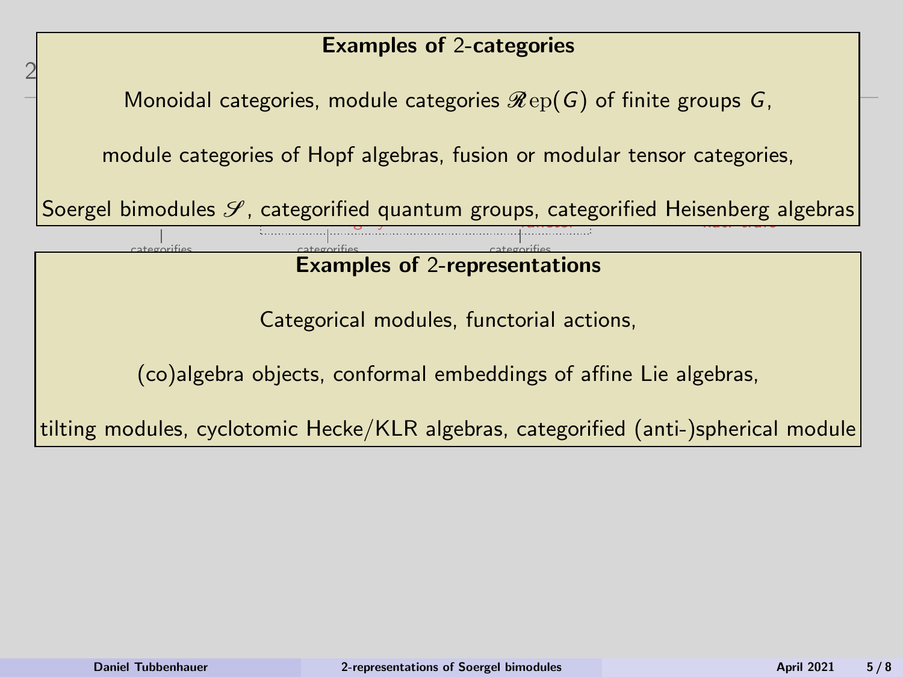**Examples of 2-categories**

Monoidal categories, module categories $\mathscr{R}\mathrm{ep}(G)$ of finite groups $G$,

module categories of Hopf algebras, fusion or modular tensor categories,

Soergel bimodules $\mathscr{S}$, categorified quantum groups, categorified Heisenberg algebras

**Examples of 2-representations**

Categorical modules, functorial actions,

(co)algebra objects, conformal embeddings of affine Lie algebras,

tilting modules, cyclotomic Hecke/KLR algebras, categorified (anti-)spherical module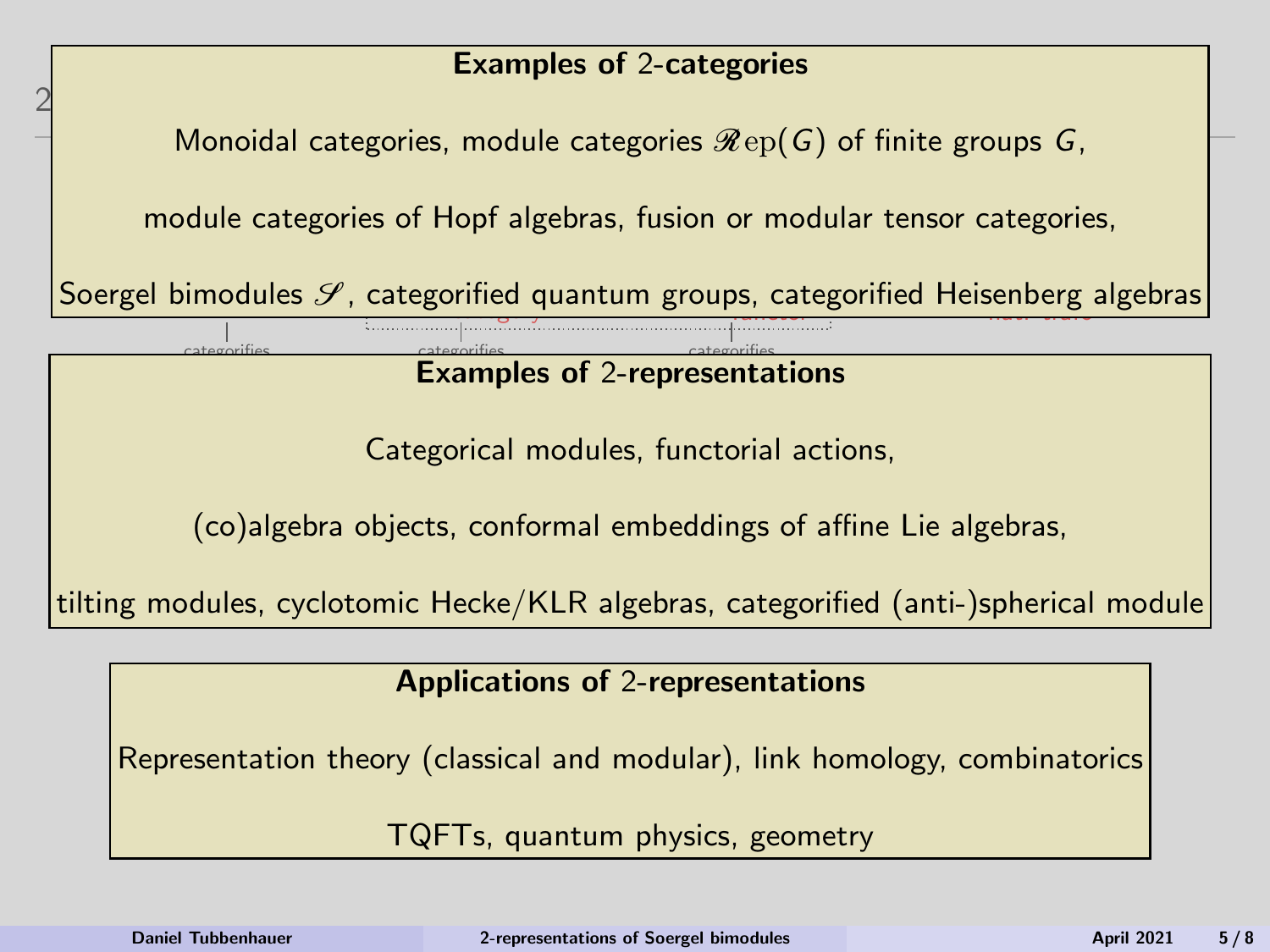**Examples of 2-categories**

Monoidal categories, module categories $\mathscr{R}\mathrm{ep}(G)$ of finite groups $G$,

module categories of Hopf algebras, fusion or modular tensor categories,

Soergel bimodules $\mathscr{S}$, categorified quantum groups, categorified Heisenberg algebras

**Examples of 2-representations**

Categorical modules, functorial actions,

(co)algebra objects, conformal embeddings of affine Lie algebras,

tilting modules, cyclotomic Hecke/KLR algebras, categorified (anti-)spherical module

**Applications of 2-representations**

Representation theory (classical and modular), link homology, combinatorics

TQFTs, quantum physics, geometry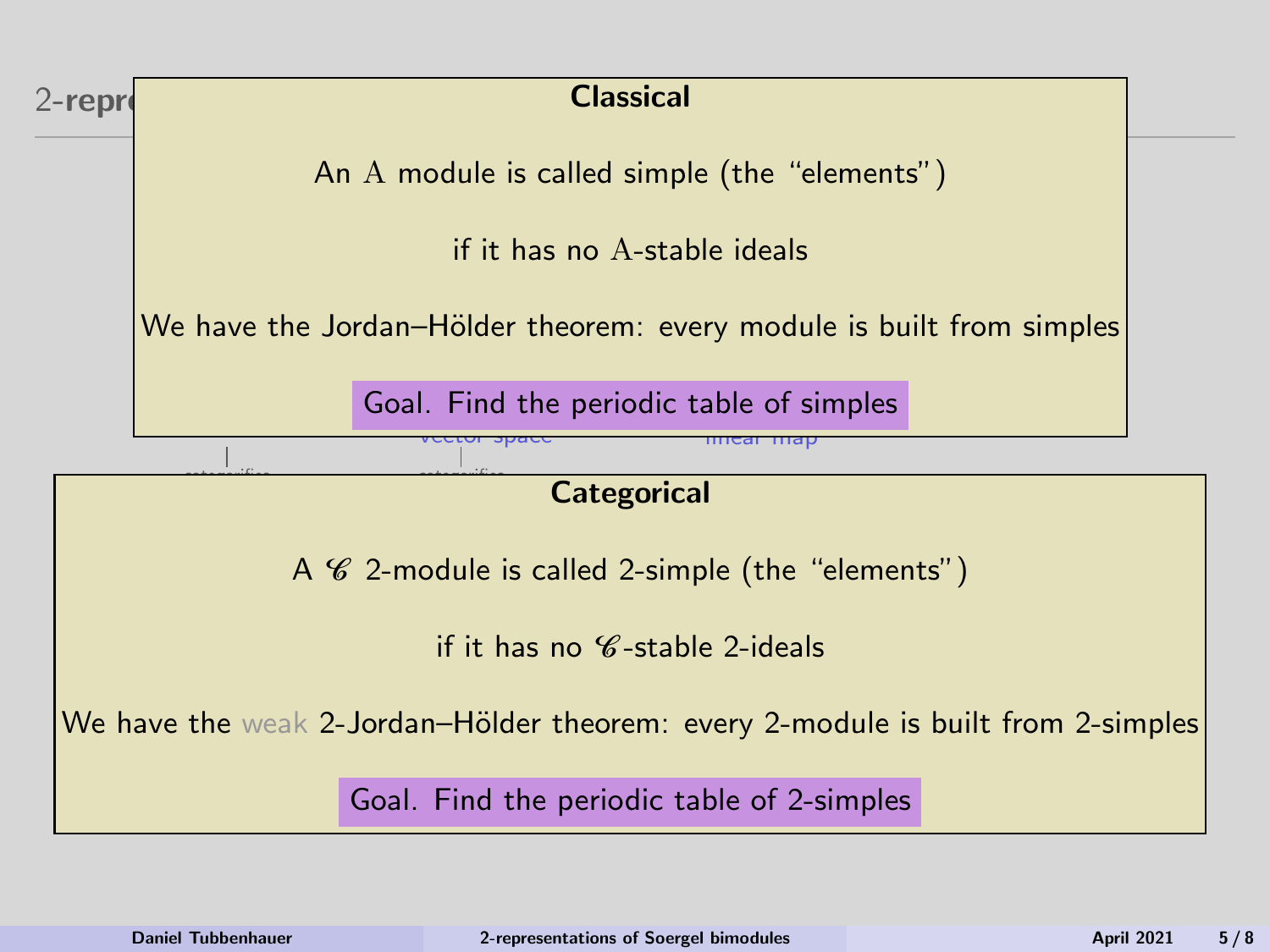**Classical**

An $\mathrm{A}$ module is called simple (the "elements")

if it has no $\mathrm{A}$-stable ideals

We have the Jordan–Hölder theorem: every module is built from simples

Goal. Find the periodic table of simples

**Categorical**

A $\mathscr{C}$ 2-module is called 2-simple (the "elements")

if it has no $\mathscr{C}$-stable 2-ideals

We have the weak 2-Jordan–Hölder theorem: every 2-module is built from 2-simples

Goal. Find the periodic table of 2-simples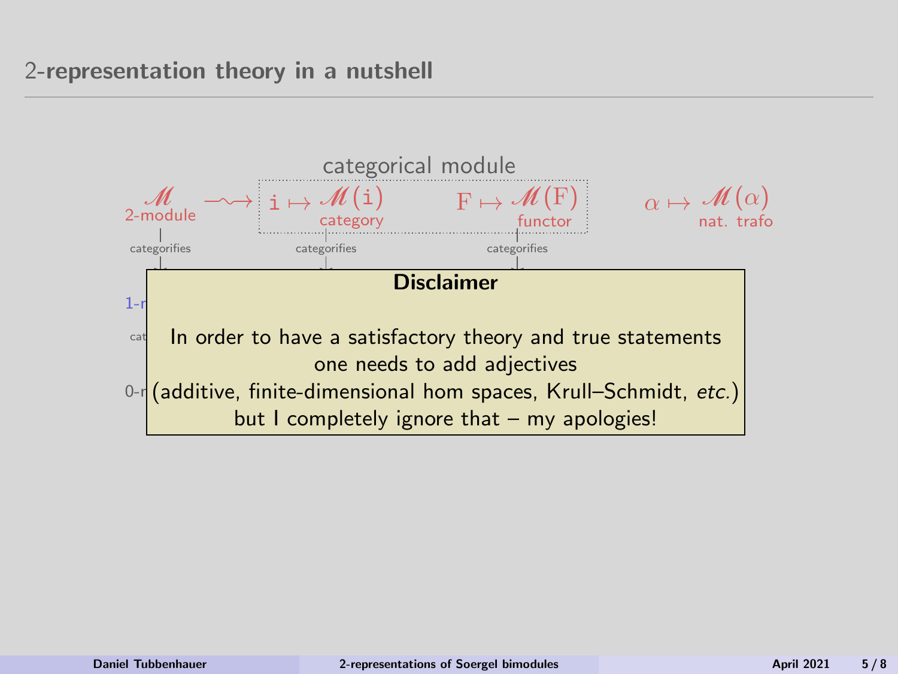## 2-representation theory in a nutshell

categorical module

$\mathscr{M}$ (2-module) $\rightsquigarrow$ $\mathtt{i} \mapsto \mathscr{M}(\mathtt{i})$ (category) $\quad \mathrm{F} \mapsto \mathscr{M}(\mathrm{F})$ (functor) $\quad \alpha \mapsto \mathscr{M}(\alpha)$ (nat. trafo)

categorifies $\quad$ categorifies $\quad$ categorifies

1-r

cat

0-r

**Disclaimer**

In order to have a satisfactory theory and true statements one needs to add adjectives (additive, finite-dimensional hom spaces, Krull–Schmidt, *etc.*) but I completely ignore that – my apologies!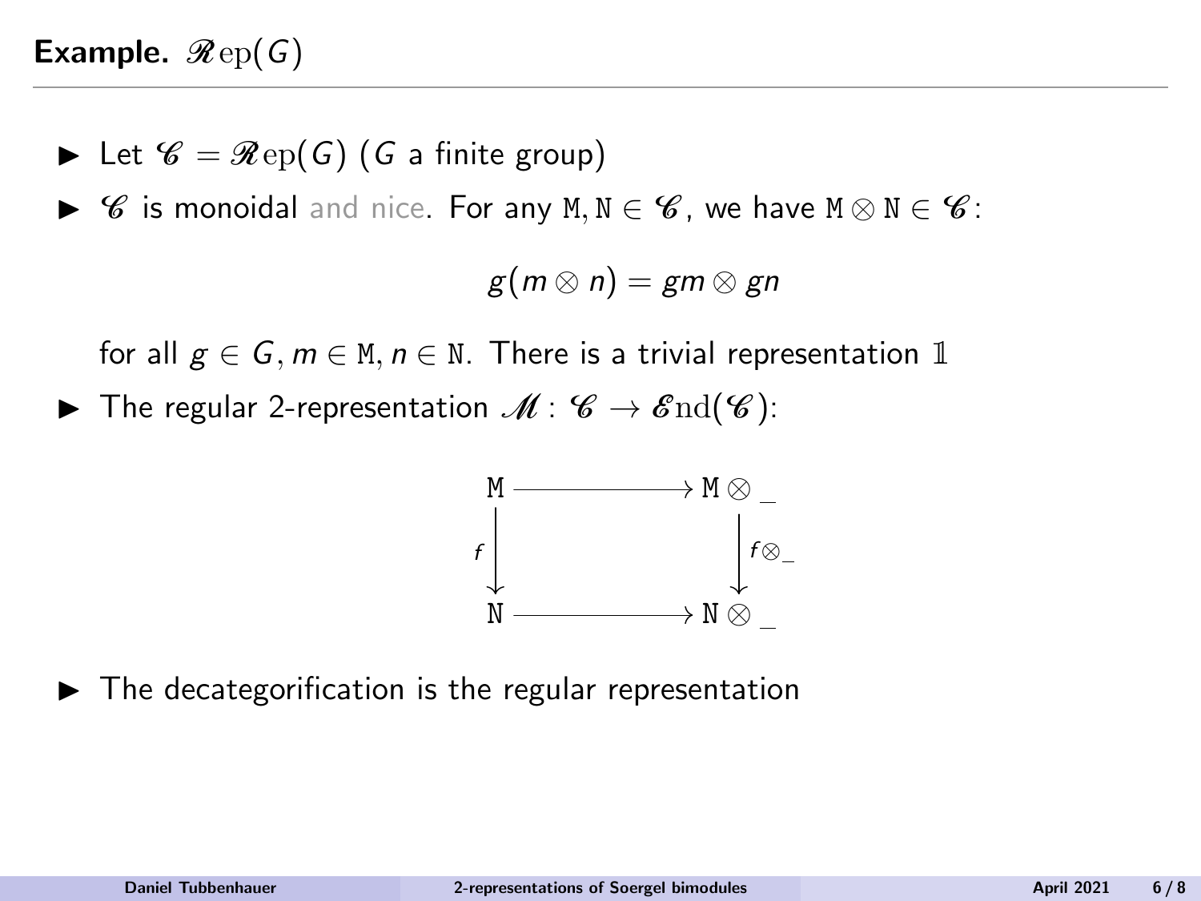**Example.** $\mathscr{R}\mathrm{ep}(G)$

- Let $\mathscr{C} = \mathscr{R}\mathrm{ep}(G)$ ($G$ a finite group)
- $\mathscr{C}$ is monoidal and nice. For any $\mathtt{M}, \mathtt{N} \in \mathscr{C}$, we have $\mathtt{M} \otimes \mathtt{N} \in \mathscr{C}$:

$$g(m \otimes n) = gm \otimes gn$$

  for all $g \in G, m \in \mathtt{M}, n \in \mathtt{N}$. There is a trivial representation $\mathbb{1}$

- The regular 2-representation $\mathscr{M} \colon \mathscr{C} \to \mathscr{E}\mathrm{nd}(\mathscr{C})$:

$$\begin{array}{ccc} \mathtt{M} & \longrightarrow & \mathtt{M} \otimes \_ \\ \downarrow f & & \downarrow f \otimes \_ \\ \mathtt{N} & \longrightarrow & \mathtt{N} \otimes \_ \end{array}$$

- The decategorification is the regular representation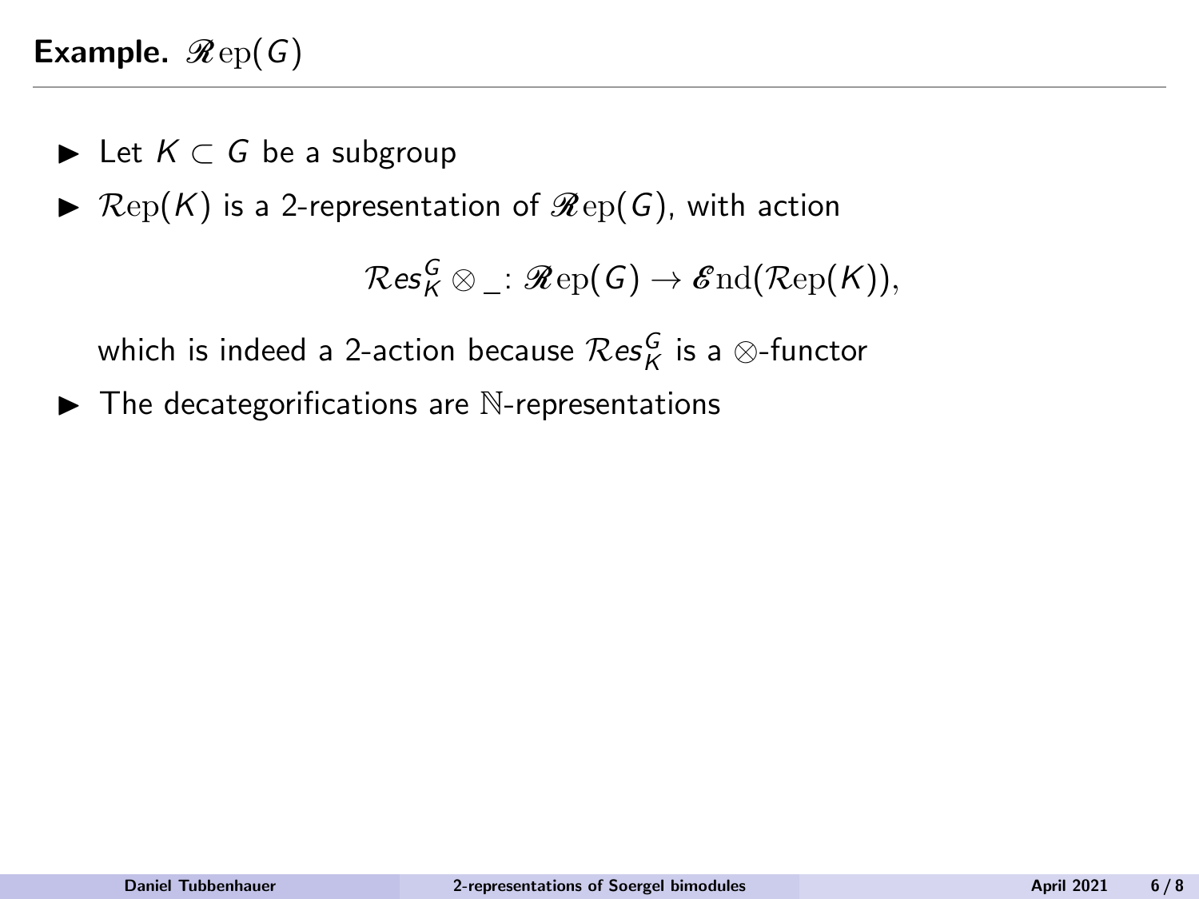## **Example.** $\mathscr{R}\mathrm{ep}(G)$

- Let $K \subset G$ be a subgroup
- $\mathcal{R}\mathrm{ep}(K)$ is a 2-representation of $\mathscr{R}\mathrm{ep}(G)$, with action

$$\mathcal{R}es^G_K \otimes \_ \colon \mathscr{R}\mathrm{ep}(G) \to \mathscr{E}\mathrm{nd}(\mathcal{R}\mathrm{ep}(K)),$$

  which is indeed a 2-action because $\mathcal{R}es^G_K$ is a $\otimes$-functor
- The decategorifications are $\mathbb{N}$-representations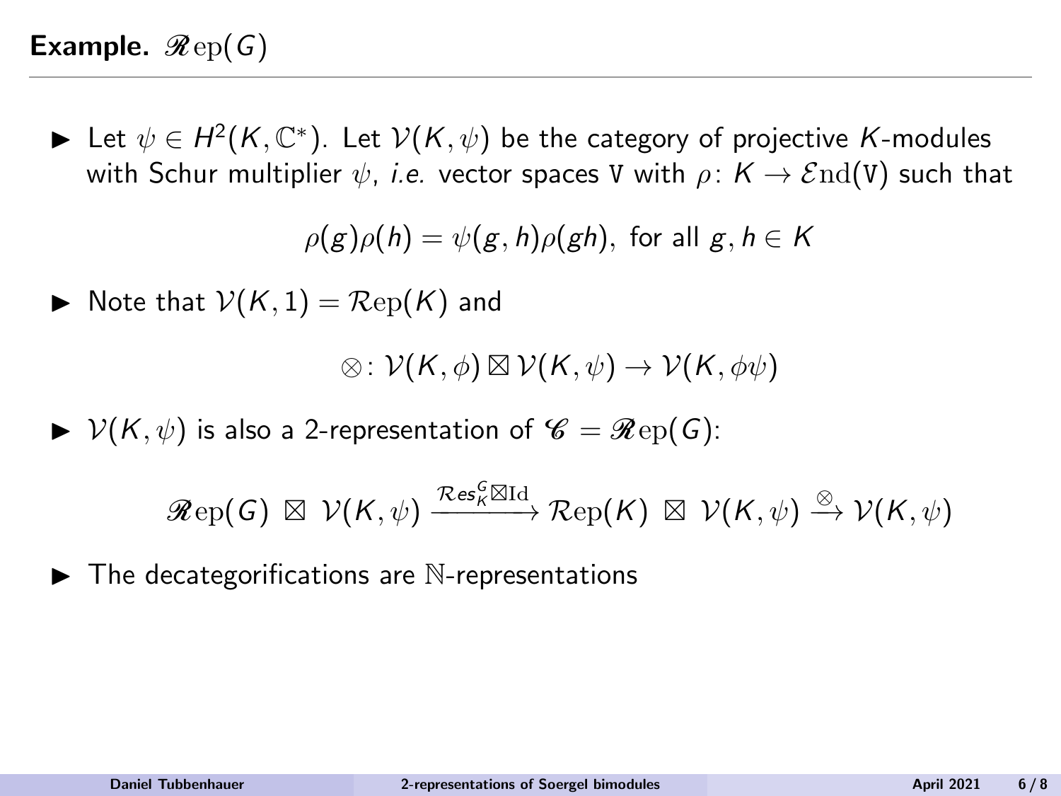## **Example.** $\mathscr{R}\mathrm{ep}(G)$

- Let $\psi \in H^2(K, \mathbb{C}^*)$. Let $\mathcal{V}(K, \psi)$ be the category of projective $K$-modules with Schur multiplier $\psi$, *i.e.* vector spaces $\mathtt{V}$ with $\rho\colon K \to \mathcal{E}\mathrm{nd}(\mathtt{V})$ such that

$$\rho(g)\rho(h) = \psi(g, h)\rho(gh), \text{ for all } g, h \in K$$

- Note that $\mathcal{V}(K, 1) = \mathcal{R}\mathrm{ep}(K)$ and

$$\otimes\colon \mathcal{V}(K, \phi) \boxtimes \mathcal{V}(K, \psi) \to \mathcal{V}(K, \phi\psi)$$

- $\mathcal{V}(K, \psi)$ is also a 2-representation of $\mathscr{C} = \mathscr{R}\mathrm{ep}(G)$:

$$\mathscr{R}\mathrm{ep}(G) \boxtimes \mathcal{V}(K, \psi) \xrightarrow{\mathcal{R}es_K^G \boxtimes \mathrm{Id}} \mathcal{R}\mathrm{ep}(K) \boxtimes \mathcal{V}(K, \psi) \xrightarrow{\otimes} \mathcal{V}(K, \psi)$$

- The decategorifications are $\mathbb{N}$-representations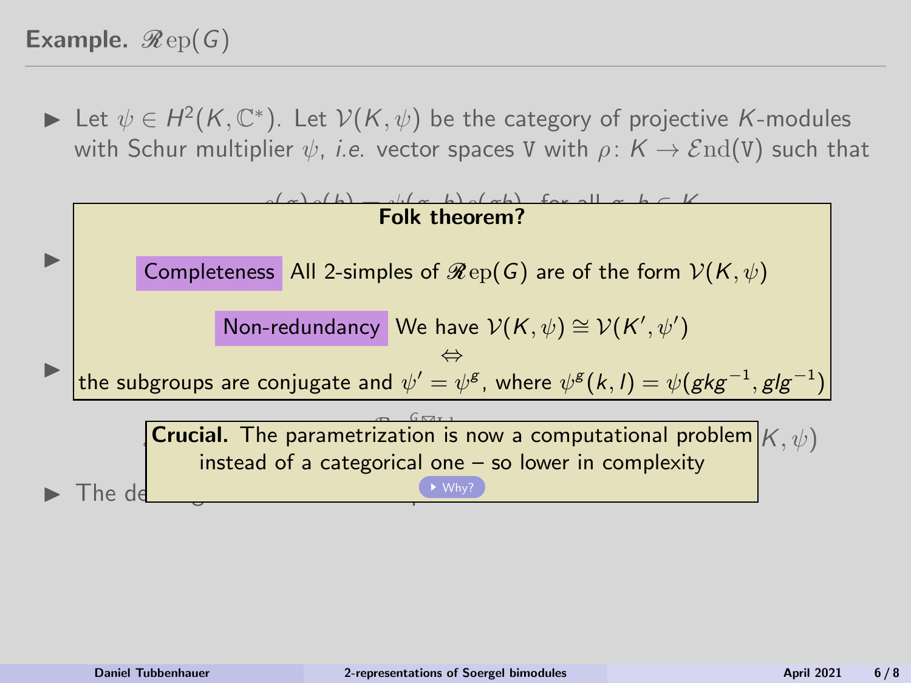## Example. $\mathscr{R}\mathrm{ep}(G)$

- Let $\psi \in H^2(K, \mathbb{C}^*)$. Let $\mathcal{V}(K, \psi)$ be the category of projective $K$-modules with Schur multiplier $\psi$, *i.e.* vector spaces V with $\rho\colon K \to \mathcal{E}\mathrm{nd}(\mathtt{V})$ such that

$$\rho(g)\rho(h) = \psi(g, h)\rho(gh), \text{ for all } g, h \in K$$

**Folk theorem?**

**Completeness** All 2-simples of $\mathscr{R}\mathrm{ep}(G)$ are of the form $\mathcal{V}(K, \psi)$

**Non-redundancy** We have $\mathcal{V}(K, \psi) \cong \mathcal{V}(K', \psi')$
$\Leftrightarrow$
the subgroups are conjugate and $\psi' = \psi^g$, where $\psi^g(k, l) = \psi(gkg^{-1}, glg^{-1})$

**Crucial.** The parametrization is now a computational problem instead of a categorical one – so lower in complexity

Why?

- The de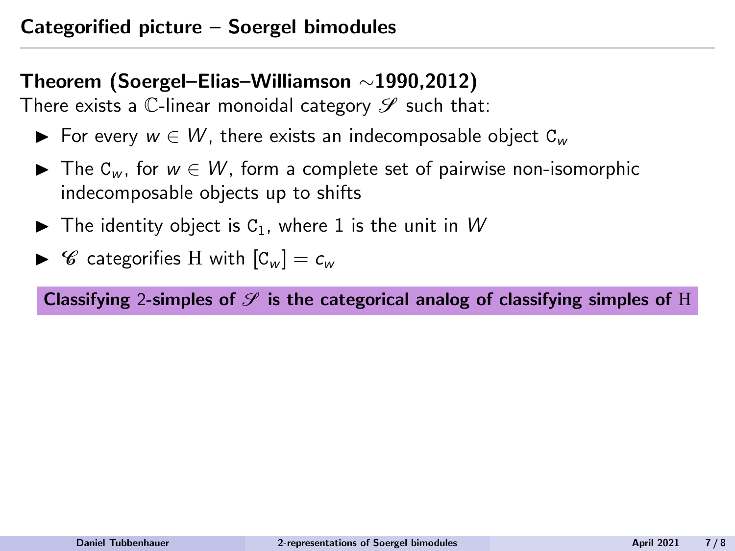## Categorified picture – Soergel bimodules

**Theorem (Soergel–Elias–Williamson $\sim$1990,2012)**
There exists a $\mathbb{C}$-linear monoidal category $\mathscr{S}$ such that:

- For every $w \in W$, there exists an indecomposable object $\mathtt{C}_w$
- The $\mathtt{C}_w$, for $w \in W$, form a complete set of pairwise non-isomorphic indecomposable objects up to shifts
- The identity object is $\mathtt{C}_1$, where $1$ is the unit in $W$
- $\mathscr{C}$ categorifies $\mathrm{H}$ with $[\mathtt{C}_w] = c_w$

**Classifying 2-simples of $\mathscr{S}$ is the categorical analog of classifying simples of $\mathrm{H}$**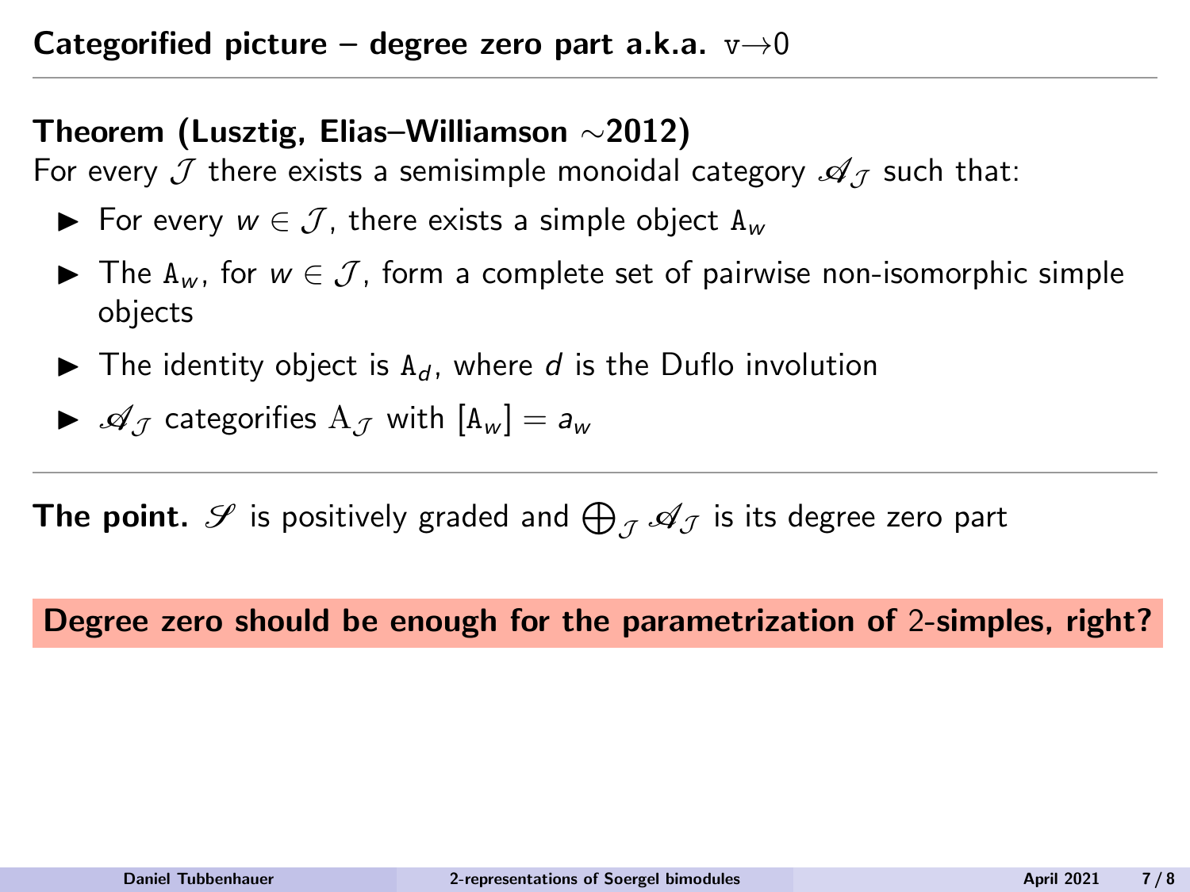## Categorified picture – degree zero part a.k.a. $\mathtt{v}\to 0$

**Theorem (Lusztig, Elias–Williamson ∼2012)**
For every $\mathcal{J}$ there exists a semisimple monoidal category $\mathscr{A}_{\mathcal{J}}$ such that:

- For every $w \in \mathcal{J}$, there exists a simple object $\mathtt{A}_w$
- The $\mathtt{A}_w$, for $w \in \mathcal{J}$, form a complete set of pairwise non-isomorphic simple objects
- The identity object is $\mathtt{A}_d$, where $d$ is the Duflo involution
- $\mathscr{A}_{\mathcal{J}}$ categorifies $\mathrm{A}_{\mathcal{J}}$ with $[\mathtt{A}_w] = a_w$

---

**The point.** $\mathscr{S}$ is positively graded and $\bigoplus_{\mathcal{J}} \mathscr{A}_{\mathcal{J}}$ is its degree zero part

**Degree zero should be enough for the parametrization of 2-simples, right?**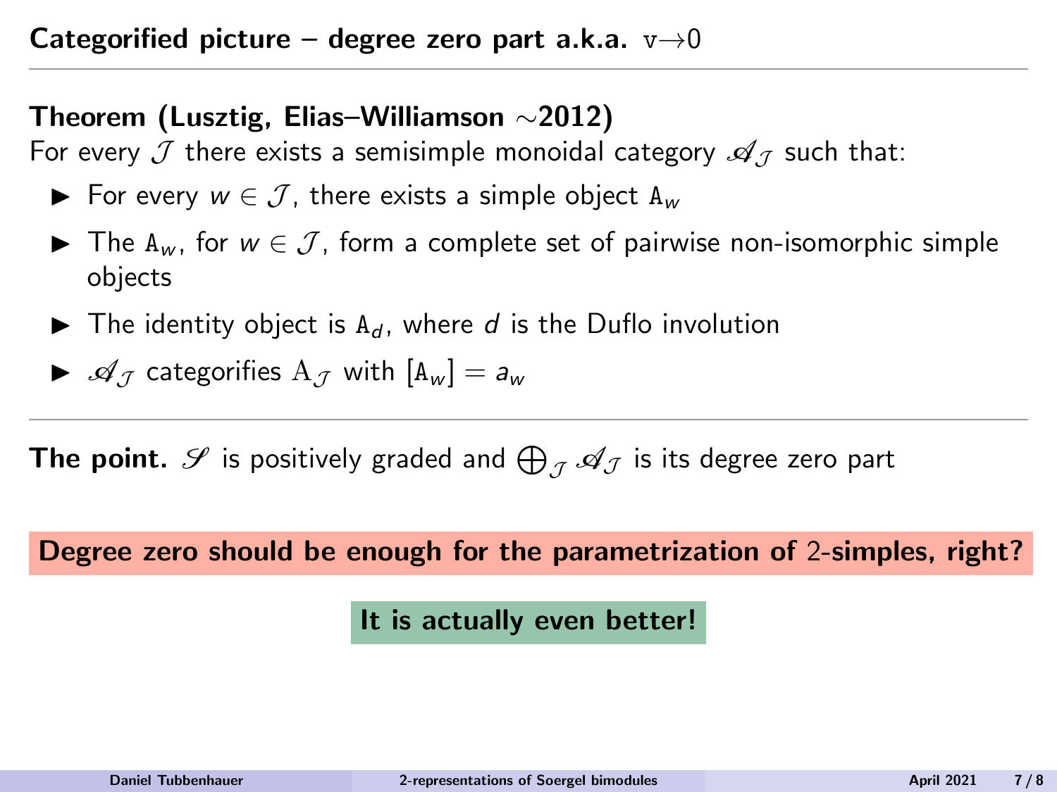## Categorified picture – degree zero part a.k.a. $\mathtt{v}\to 0$

**Theorem (Lusztig, Elias–Williamson ∼2012)**
For every $\mathcal{J}$ there exists a semisimple monoidal category $\mathscr{A}_{\mathcal{J}}$ such that:

- For every $w \in \mathcal{J}$, there exists a simple object $\mathtt{A}_w$
- The $\mathtt{A}_w$, for $w \in \mathcal{J}$, form a complete set of pairwise non-isomorphic simple objects
- The identity object is $\mathtt{A}_d$, where $d$ is the Duflo involution
- $\mathscr{A}_{\mathcal{J}}$ categorifies $\mathrm{A}_{\mathcal{J}}$ with $[\mathtt{A}_w] = a_w$

---

**The point.** $\mathscr{S}$ is positively graded and $\bigoplus_{\mathcal{J}} \mathscr{A}_{\mathcal{J}}$ is its degree zero part

**Degree zero should be enough for the parametrization of 2-simples, right?**

**It is actually even better!**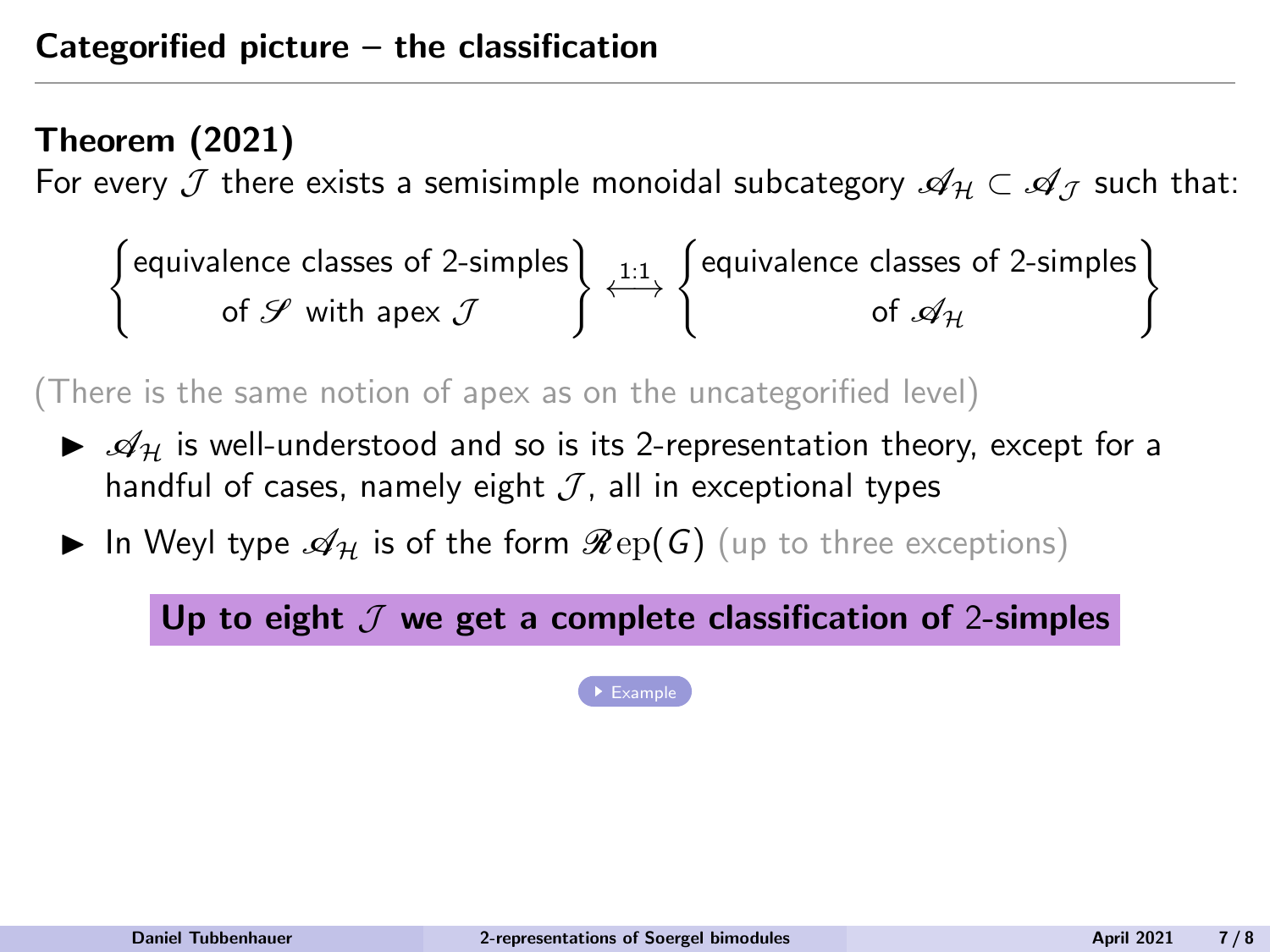## Categorified picture – the classification

**Theorem (2021)**
For every $\mathcal{J}$ there exists a semisimple monoidal subcategory $\mathscr{A}_{\mathcal{H}} \subset \mathscr{A}_{\mathcal{J}}$ such that:

$$\left\{\begin{matrix}\text{equivalence classes of 2-simples}\\ \text{of } \mathscr{S} \text{ with apex } \mathcal{J}\end{matrix}\right\} \xleftrightarrow{1:1} \left\{\begin{matrix}\text{equivalence classes of 2-simples}\\ \text{of } \mathscr{A}_{\mathcal{H}}\end{matrix}\right\}$$

(There is the same notion of apex as on the uncategorified level)

- $\mathscr{A}_{\mathcal{H}}$ is well-understood and so is its 2-representation theory, except for a handful of cases, namely eight $\mathcal{J}$, all in exceptional types
- In Weyl type $\mathscr{A}_{\mathcal{H}}$ is of the form $\mathscr{R}\mathrm{ep}(G)$ (up to three exceptions)

**Up to eight $\mathcal{J}$ we get a complete classification of 2-simples**

Example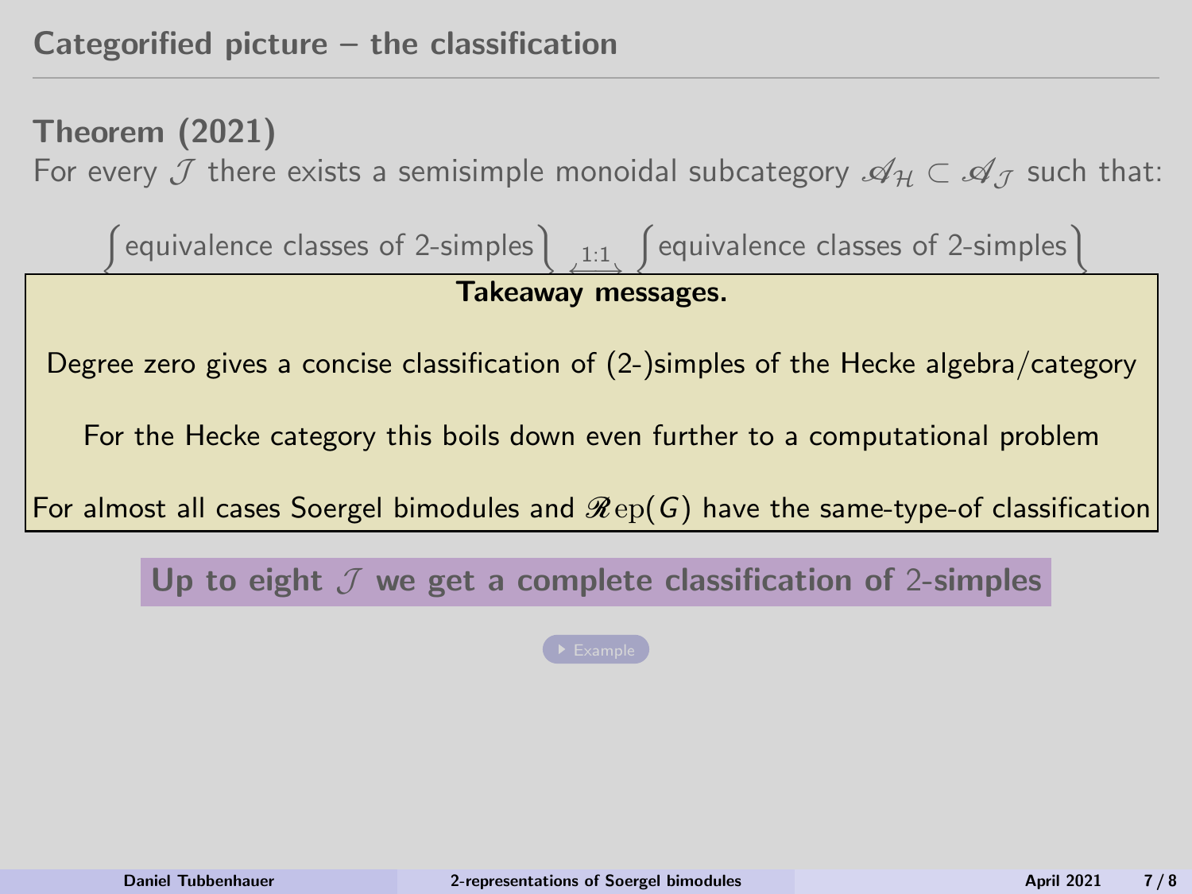## Categorified picture – the classification

**Theorem (2021)**

For every $\mathcal{J}$ there exists a semisimple monoidal subcategory $\mathscr{A}_{\mathcal{H}} \subset \mathscr{A}_{\mathcal{J}}$ such that:

$$\left\{\text{equivalence classes of 2-simples}\right\} \xleftrightarrow{1:1} \left\{\text{equivalence classes of 2-simples}\right\}$$

**Takeaway messages.**

Degree zero gives a concise classification of (2-)simples of the Hecke algebra/category

For the Hecke category this boils down even further to a computational problem

For almost all cases Soergel bimodules and $\mathscr{R}\mathrm{ep}(G)$ have the same-type-of classification

**Up to eight $\mathcal{J}$ we get a complete classification of 2-simples**

Example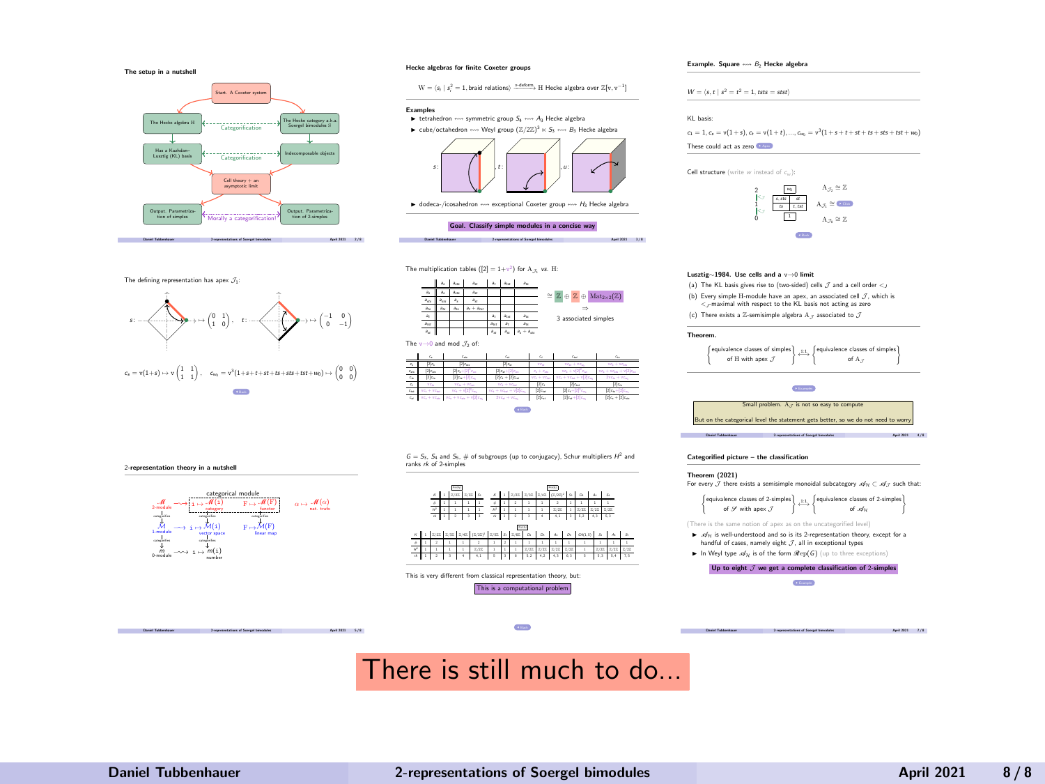There is still much to do...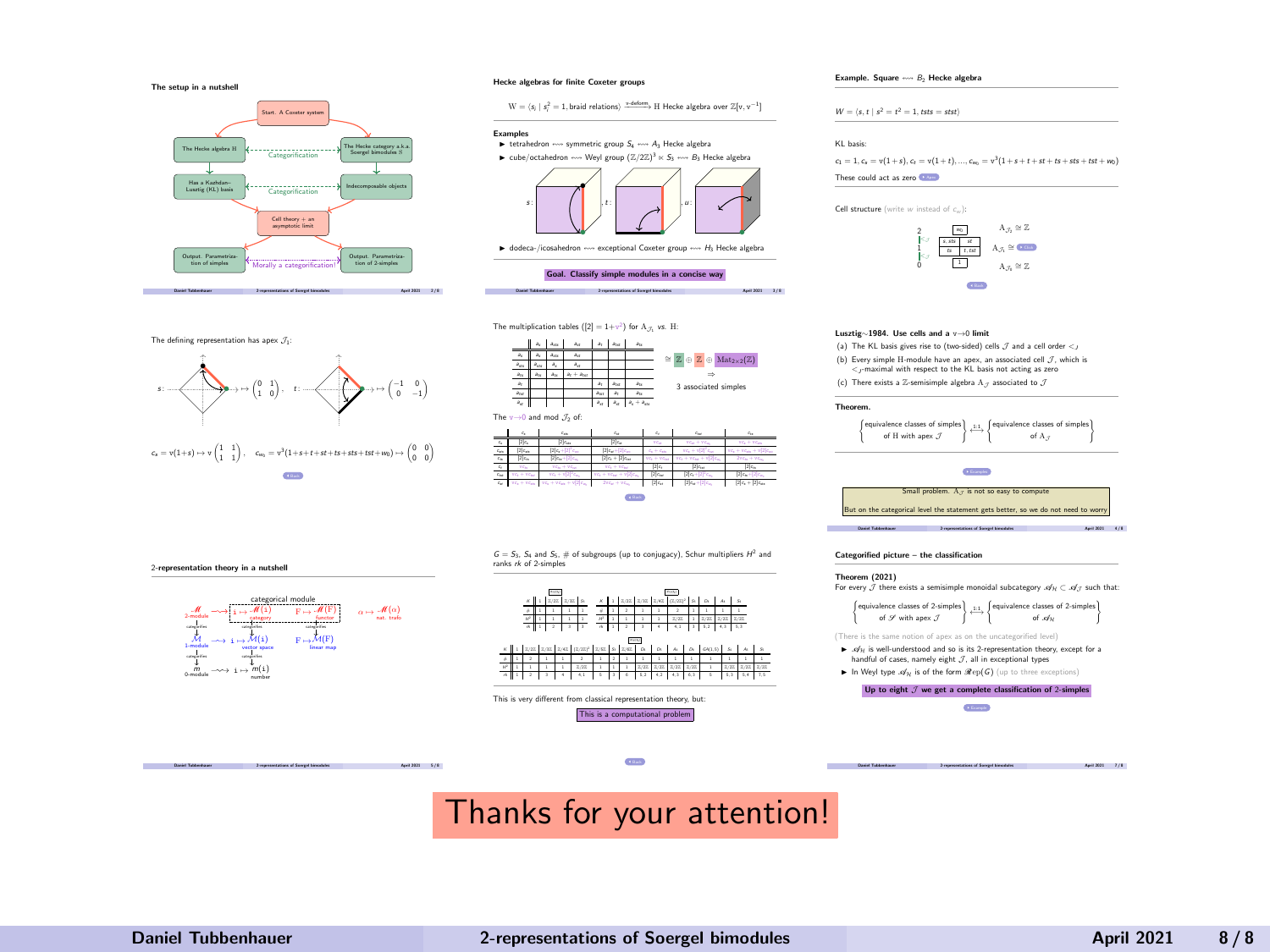## The setup in a nutshell

Start. A Coxeter system

The Hecke algebra H — Categorification — The Hecke category a.k.a. Soergel bimodules S

Has a Kazhdan–Lusztig (KL) basis — Categorification — Indecomposable objects

Cell theory + an asymptotic limit

Output. Parametrization of simples — Morally a categorification? — Output. Parametrization of 2-simples

## Hecke algebras for finite Coxeter groups

$$W = \langle s_i \mid s_i^2 = 1, \text{braid relations}\rangle \xrightarrow{\text{v-deform}} \text{H Hecke algebra over } \mathbb{Z}[v, v^{-1}]$$

**Examples**

- tetrahedron ⇝ symmetric group $S_4$ ⇝ $A_3$ Hecke algebra
- cube/octahedron ⇝ Weyl group $(\mathbb{Z}/2\mathbb{Z})^3 \ltimes S_3$ ⇝ $B_3$ Hecke algebra
- dodeca-/icosahedron ⇝ exceptional Coxeter group ⇝ $H_3$ Hecke algebra

**Goal. Classify simple modules in a concise way**

## Example. Square ⇝ $B_2$ Hecke algebra

$$W = \langle s, t \mid s^2 = t^2 = 1, tsts = stst\rangle$$

KL basis:

$$c_1 = 1, c_s = v(1+s), c_t = v(1+t), \ldots, c_{w_0} = v^3(1+s+t+st+ts+sts+tst+w_0)$$

These could act as zero

Cell structure (write $w$ instead of $c_w$):

| | | |
|---|---|---|
| 2 | $w_0$ | $A_{\mathcal{J}_2} \cong \mathbb{Z}$ |
| 1 | $s, sts$ &nbsp; $st$ / $ts$ &nbsp; $t, tst$ | $A_{\mathcal{J}_1} \cong$ |
| 0 | 1 | $A_{\mathcal{J}_0} \cong \mathbb{Z}$ |

The defining representation has apex $\mathcal{J}_1$:

$$s: \mapsto \begin{pmatrix} 0 & 1 \\ 1 & 0 \end{pmatrix}, \quad t: \mapsto \begin{pmatrix} -1 & 0 \\ 0 & -1 \end{pmatrix}$$

$$c_s = v(1+s) \mapsto v\begin{pmatrix} 1 & 1 \\ 1 & 1 \end{pmatrix}, \quad c_{w_0} = v^3(1+s+t+st+ts+sts+tst+w_0) \mapsto \begin{pmatrix} 0 & 0 \\ 0 & 0 \end{pmatrix}$$

The multiplication tables ($[2] = 1+v^2$) for $A_{\mathcal{J}_1}$ vs. H:

| | $a_s$ | $a_{sts}$ | $a_{st}$ | $a_t$ | $a_{tst}$ | $a_{ts}$ |
|---|---|---|---|---|---|---|
| $a_s$ | $a_s$ | $a_{sts}$ | $a_{st}$ | | | |
| $a_{sts}$ | $a_{sts}$ | $a_s$ | $a_{st}$ | | | |
| $a_{ts}$ | $a_{ts}$ | $a_{ts}$ | $a_t + a_{tst}$ | | | |
| $a_t$ | | | | $a_t$ | $a_{tst}$ | $a_{ts}$ |
| $a_{tst}$ | | | | $a_{tst}$ | $a_t$ | $a_{ts}$ |
| $a_{st}$ | | | | $a_{st}$ | $a_{st}$ | $a_s + a_{sts}$ |

$\cong \mathbb{Z} \oplus \mathbb{Z} \oplus \mathrm{Mat}_{2\times 2}(\mathbb{Z})$ ⇒ 3 associated simples

The $v\to 0$ and mod $\mathcal{J}_2$ of:

| | $c_s$ | $c_{sts}$ | $c_{st}$ | $c_t$ | $c_{tst}$ | $c_{ts}$ |
|---|---|---|---|---|---|---|
| $c_s$ | $[2]c_s$ | $[2]c_{sts}$ | $[2]c_{st}$ | $vc_{st}$ | $vc_{st}+vc_{w_0}$ | $vc_s+vc_{sts}$ |
| $c_{sts}$ | $[2]c_{sts}$ | $[2]c_s+[2]^2c_{w_0}$ | $[2]c_{st}+[2]c_{w_0}$ | $vc_{st}$ | $vc_{st}+v[2]^2c_{w_0}$ | $vc_s+vc_{sts}+v[2]c_{w_0}$ |
| $c_{ts}$ | $[2]c_{ts}$ | $[2]c_{ts}+[2]c_{w_0}$ | $[2]c_t+[2]c_{tst}$ | $vc_t+vc_{tst}$ | $vc_t+vc_{tst}+v[2]c_{w_0}$ | $2vc_{ts}+vc_{w_0}$ |
| $c_t$ | $vc_{ts}$ | $vc_{ts}+vc_{w_0}$ | $vc_t+vc_{tst}$ | $[2]c_t$ | $[2]c_{tst}$ | $[2]c_{ts}$ |
| $c_{tst}$ | $vc_t+vc_{ts}$ | $vc_t+v[2]^2c_{w_0}$ | $vc_t+vc_{tst}+v[2]c_{w_0}$ | $[2]c_{tst}$ | $[2]c_t+[2]^2c_{w_0}$ | $[2]c_{ts}+[2]c_{w_0}$ |
| $c_{st}$ | $vc_s+vc_{sts}$ | $vc_s+vc_{sts}+v[2]c_{w_0}$ | $2vc_{st}+vc_{w_0}$ | $[2]c_{st}$ | $[2]c_{st}+[2]c_{w_0}$ | $[2]c_s+[2]c_{sts}$ |

## Lusztig∼1984. Use cells and a $v\to 0$ limit

(a) The KL basis gives rise to (two-sided) cells $\mathcal{J}$ and a cell order $<_{\mathcal{J}}$

(b) Every simple H-module have an apex, an associated cell $\mathcal{J}$, which is $<_{\mathcal{J}}$-maximal with respect to the KL basis not acting as zero

(c) There exists a $\mathbb{Z}$-semisimple algebra $A_{\mathcal{J}}$ associated to $\mathcal{J}$

**Theorem.**

$$\left\{\begin{matrix}\text{equivalence classes of simples}\\ \text{of H with apex } \mathcal{J}\end{matrix}\right\} \xleftrightarrow{1:1} \left\{\begin{matrix}\text{equivalence classes of simples}\\ \text{of } A_{\mathcal{J}}\end{matrix}\right\}$$

Small problem. $A_{\mathcal{J}}$ is not so easy to compute

But on the categorical level the statement gets better, so we do not need to worry

## 2-representation theory in a nutshell

categorical module

| | | | |
|---|---|---|---|
| $\mathscr{M}$ 2-module | $\rightsquigarrow$ $\mathtt{i} \mapsto \mathscr{M}(\mathtt{i})$ category | $\mathrm{F} \mapsto \mathscr{M}(\mathrm{F})$ functor | $\alpha \mapsto \mathscr{M}(\alpha)$ nat. trafo |
| $\mathcal{M}$ 1-module | $\rightsquigarrow$ $\mathtt{i} \mapsto \mathcal{M}(\mathtt{i})$ vector space | $\mathrm{F} \mapsto \mathcal{M}(\mathrm{F})$ linear map | |
| $m$ 0-module | $\rightsquigarrow$ $\mathtt{i} \mapsto m(\mathtt{i})$ number | | |

$G = S_3$, $S_4$ and $S_5$, # of subgroups (up to conjugacy), Schur multipliers $H^2$ and ranks $rk$ of 2-simples

| $K$ | 1 | $\mathbb{Z}/2\mathbb{Z}$ | $\mathbb{Z}/3\mathbb{Z}$ | $S_3$ |
|---|---|---|---|---|
| # | 1 | 1 | 1 | 1 |
| $H^2$ | 1 | 1 | 1 | 1 |
| $rk$ | 1 | 2 | 2 | 3 |

| $K$ | 1 | $\mathbb{Z}/2\mathbb{Z}$ | $\mathbb{Z}/3\mathbb{Z}$ | $\mathbb{Z}/4\mathbb{Z}$ | $(\mathbb{Z}/2\mathbb{Z})^2$ | $S_3$ | $D_4$ | $A_4$ | $S_4$ |
|---|---|---|---|---|---|---|---|---|---|
| # | 1 | 2 | 1 | 1 | 2 | 1 | 1 | 1 | 1 |
| $H^2$ | 1 | 1 | 1 | 1 | $\mathbb{Z}/2\mathbb{Z}$ | 1 | $\mathbb{Z}/2\mathbb{Z}$ | $\mathbb{Z}/2\mathbb{Z}$ | $\mathbb{Z}/2\mathbb{Z}$ |
| $rk$ | 1 | 2 | 3 | 4 | 4,1 | 3 | 5,2 | 4,3 | 5,3 |

| $K$ | 1 | $\mathbb{Z}/2\mathbb{Z}$ | $\mathbb{Z}/3\mathbb{Z}$ | $\mathbb{Z}/4\mathbb{Z}$ | $(\mathbb{Z}/2\mathbb{Z})^2$ | $\mathbb{Z}/5\mathbb{Z}$ | $S_3$ | $\mathbb{Z}/6\mathbb{Z}$ | $D_4$ | $D_5$ | $A_4$ | $D_6$ | $GA(1,5)$ | $S_4$ | $A_5$ | $S_5$ |
|---|---|---|---|---|---|---|---|---|---|---|---|---|---|---|---|---|
| # | 1 | 2 | 1 | 1 | 2 | 1 | 2 | 1 | 1 | 1 | 1 | 1 | 1 | 1 | 1 | 1 |
| $H^2$ | 1 | 1 | 1 | 1 | $\mathbb{Z}/2\mathbb{Z}$ | 1 | 1 | 1 | $\mathbb{Z}/2\mathbb{Z}$ | 1 | $\mathbb{Z}/2\mathbb{Z}$ | $\mathbb{Z}/2\mathbb{Z}$ | 1 | $\mathbb{Z}/2\mathbb{Z}$ | $\mathbb{Z}/2\mathbb{Z}$ | $\mathbb{Z}/2\mathbb{Z}$ |
| $rk$ | 1 | 2 | 3 | 4 | 4,1 | 5 | 3 | 6 | 5,2 | 4 | 4,3 | 6,3 | 5 | 5,3 | 5,4 | 7,5 |

This is very different from classical representation theory, but:

This is a computational problem

## Categorified picture – the classification

**Theorem (2021)**
For every $\mathcal{J}$ there exists a semisimple monoidal subcategory $\mathscr{A}_{\mathcal{H}} \subset \mathscr{A}_{\mathcal{J}}$ such that:

$$\left\{\begin{matrix}\text{equivalence classes of 2-simples}\\ \text{of } \mathscr{S} \text{ with apex } \mathcal{J}\end{matrix}\right\} \xleftrightarrow{1:1} \left\{\begin{matrix}\text{equivalence classes of 2-simples}\\ \text{of } \mathscr{A}_{\mathcal{H}}\end{matrix}\right\}$$

(There is the same notion of apex as on the uncategorified level)

- $\mathscr{A}_{\mathcal{H}}$ is well-understood and so is its 2-representation theory, except for a handful of cases, namely eight $\mathcal{J}$, all in exceptional types
- In Weyl type $\mathscr{A}_{\mathcal{H}}$ is of the form $\mathscr{R}\mathrm{ep}(G)$ (up to three exceptions)

**Up to eight $\mathcal{J}$ we get a complete classification of 2-simples**

# Thanks for your attention!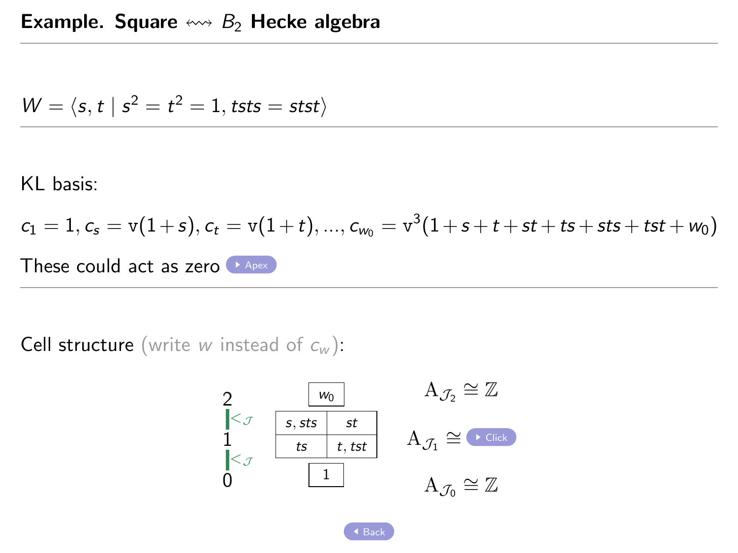## Example. Square $\leftrightsquigarrow$ $B_2$ Hecke algebra

---

$W = \langle s, t \mid s^2 = t^2 = 1, tsts = stst \rangle$

---

KL basis:

$c_1 = 1, c_s = \mathrm{v}(1+s), c_t = \mathrm{v}(1+t), \dots, c_{w_0} = \mathrm{v}^3(1+s+t+st+ts+sts+tst+w_0)$

These could act as zero ▸ Apex

---

Cell structure (write $w$ instead of $c_w$):

$2$
$<_{\mathcal{J}}$
$1$
$<_{\mathcal{J}}$
$0$

| $w_0$ | |
|---|---|

| $s, sts$ | $st$ |
|---|---|
| $ts$ | $t, tst$ |

| $1$ | |
|---|---|

$\mathrm{A}_{\mathcal{J}_2} \cong \mathbb{Z}$

$\mathrm{A}_{\mathcal{J}_1} \cong$ ▸ Click

$\mathrm{A}_{\mathcal{J}_0} \cong \mathbb{Z}$

◂ Back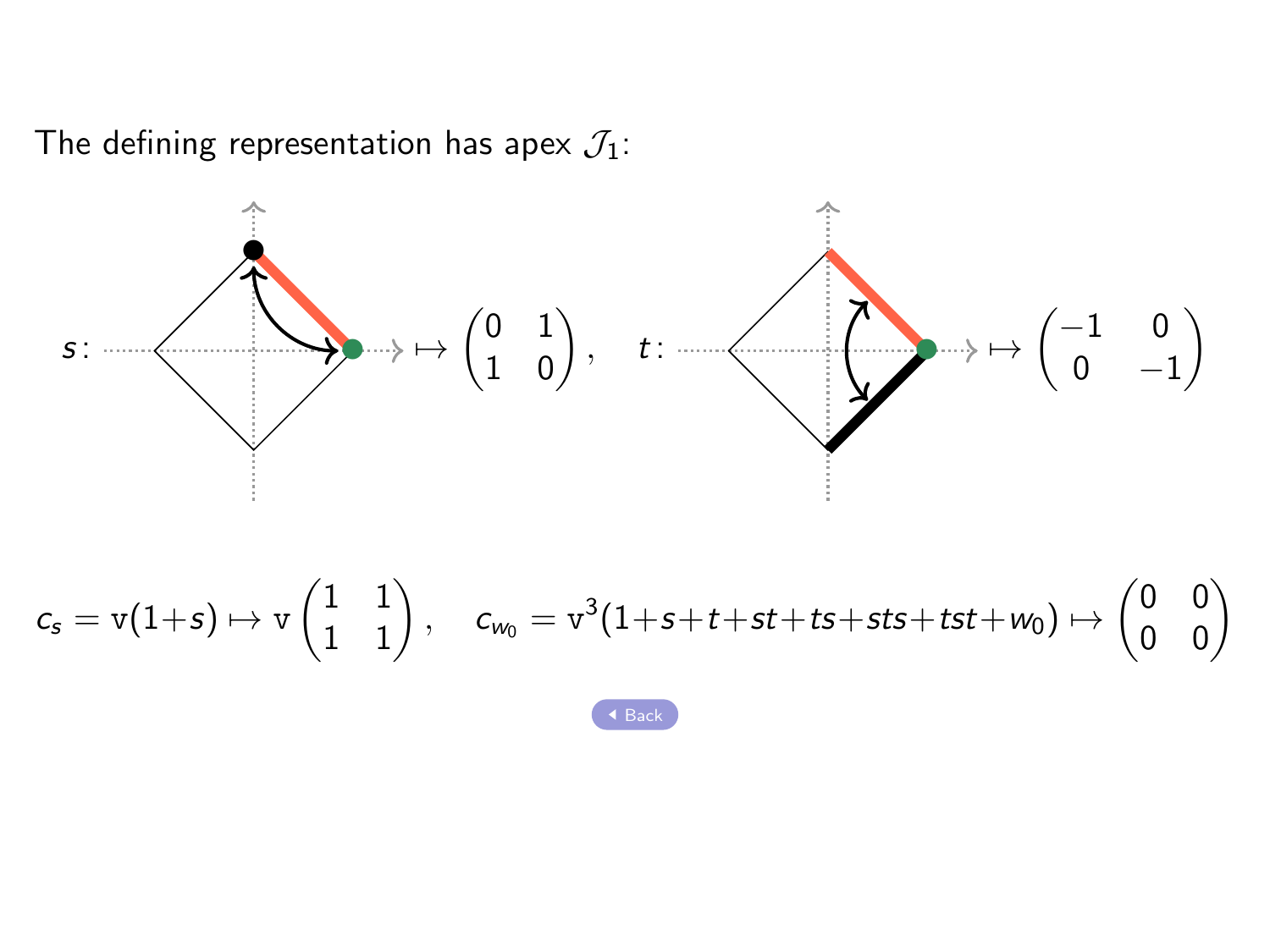The defining representation has apex $\mathcal{J}_1$:

$s\colon \mapsto \begin{pmatrix} 0 & 1 \\ 1 & 0 \end{pmatrix}$, $\quad t\colon \mapsto \begin{pmatrix} -1 & 0 \\ 0 & -1 \end{pmatrix}$

$$c_s = \mathrm{v}(1+s) \mapsto \mathrm{v}\begin{pmatrix} 1 & 1 \\ 1 & 1 \end{pmatrix}, \quad c_{w_0} = \mathrm{v}^3(1+s+t+st+ts+sts+tst+w_0) \mapsto \begin{pmatrix} 0 & 0 \\ 0 & 0 \end{pmatrix}$$

Back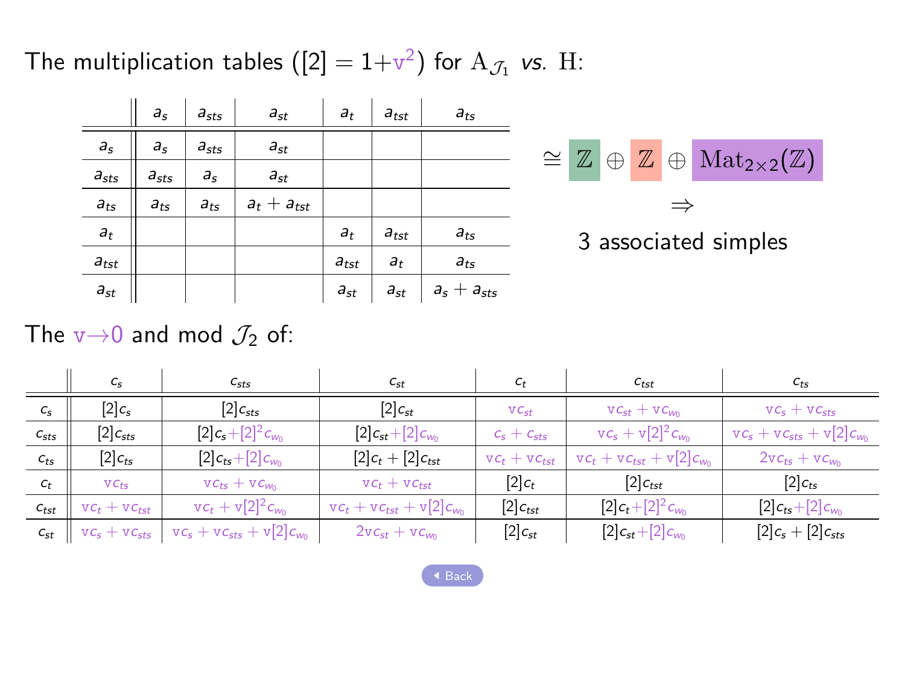The multiplication tables ($[2]=1+\mathrm{v}^2$) for $\mathrm{A}_{\mathcal{J}_1}$ *vs.* $\mathrm{H}$:

| | $a_s$ | $a_{sts}$ | $a_{st}$ | $a_t$ | $a_{tst}$ | $a_{ts}$ |
|---|---|---|---|---|---|---|
| $a_s$ | $a_s$ | $a_{sts}$ | $a_{st}$ | | | |
| $a_{sts}$ | $a_{sts}$ | $a_s$ | $a_{st}$ | | | |
| $a_{ts}$ | $a_{ts}$ | $a_{ts}$ | $a_t+a_{tst}$ | | | |
| $a_t$ | | | | $a_t$ | $a_{tst}$ | $a_{ts}$ |
| $a_{tst}$ | | | | $a_{tst}$ | $a_t$ | $a_{ts}$ |
| $a_{st}$ | | | | $a_{st}$ | $a_{st}$ | $a_s+a_{sts}$ |

$$\cong \mathbb{Z} \oplus \mathbb{Z} \oplus \mathrm{Mat}_{2\times 2}(\mathbb{Z})$$

$\Rightarrow$

3 associated simples

The $\mathrm{v}\to 0$ and mod $\mathcal{J}_2$ of:

| | $c_s$ | $c_{sts}$ | $c_{st}$ | $c_t$ | $c_{tst}$ | $c_{ts}$ |
|---|---|---|---|---|---|---|
| $c_s$ | $[2]c_s$ | $[2]c_{sts}$ | $[2]c_{st}$ | $\mathrm{v}c_{st}$ | $\mathrm{v}c_{st}+\mathrm{v}c_{w_0}$ | $\mathrm{v}c_s+\mathrm{v}c_{sts}$ |
| $c_{sts}$ | $[2]c_{sts}$ | $[2]c_s+[2]^2c_{w_0}$ | $[2]c_{st}+[2]c_{w_0}$ | $c_s+c_{sts}$ | $\mathrm{v}c_s+\mathrm{v}[2]^2c_{w_0}$ | $\mathrm{v}c_s+\mathrm{v}c_{sts}+\mathrm{v}[2]c_{w_0}$ |
| $c_{ts}$ | $[2]c_{ts}$ | $[2]c_{ts}+[2]c_{w_0}$ | $[2]c_t+[2]c_{tst}$ | $\mathrm{v}c_t+\mathrm{v}c_{tst}$ | $\mathrm{v}c_t+\mathrm{v}c_{tst}+\mathrm{v}[2]c_{w_0}$ | $2\mathrm{v}c_{ts}+\mathrm{v}c_{w_0}$ |
| $c_t$ | $\mathrm{v}c_{ts}$ | $\mathrm{v}c_{ts}+\mathrm{v}c_{w_0}$ | $\mathrm{v}c_t+\mathrm{v}c_{tst}$ | $[2]c_t$ | $[2]c_{tst}$ | $[2]c_{ts}$ |
| $c_{tst}$ | $\mathrm{v}c_t+\mathrm{v}c_{tst}$ | $\mathrm{v}c_t+\mathrm{v}[2]^2c_{w_0}$ | $\mathrm{v}c_t+\mathrm{v}c_{tst}+\mathrm{v}[2]c_{w_0}$ | $[2]c_{tst}$ | $[2]c_t+[2]^2c_{w_0}$ | $[2]c_{ts}+[2]c_{w_0}$ |
| $c_{st}$ | $\mathrm{v}c_s+\mathrm{v}c_{sts}$ | $\mathrm{v}c_s+\mathrm{v}c_{sts}+\mathrm{v}[2]c_{w_0}$ | $2\mathrm{v}c_{st}+\mathrm{v}c_{w_0}$ | $[2]c_{st}$ | $[2]c_{st}+[2]c_{w_0}$ | $[2]c_s+[2]c_{sts}$ |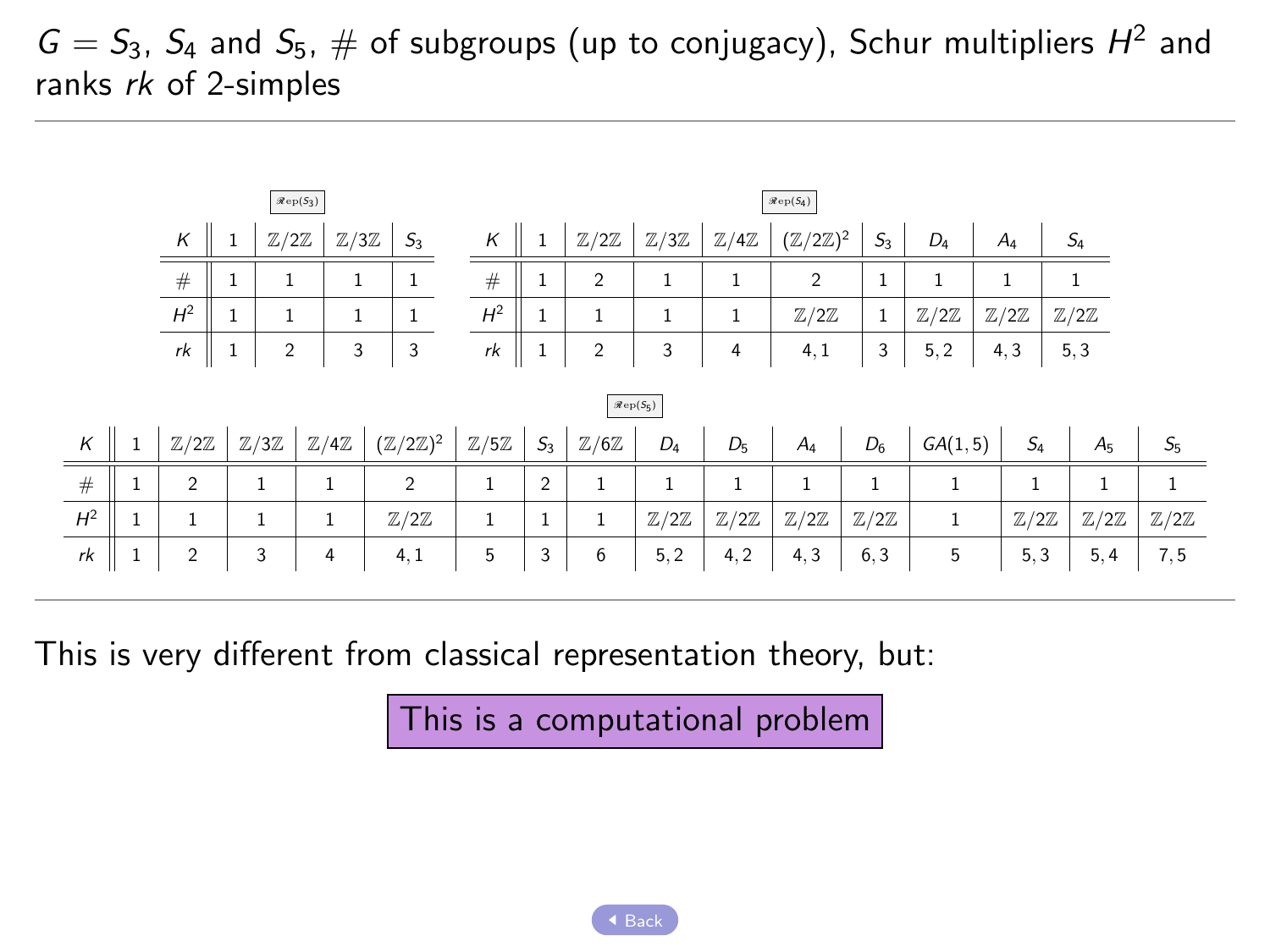# $G = S_3$, $S_4$ and $S_5$, # of subgroups (up to conjugacy), Schur multipliers $H^2$ and ranks $rk$ of 2-simples

$\mathscr{R}\mathrm{ep}(S_3)$

| $K$ | 1 | $\mathbb{Z}/2\mathbb{Z}$ | $\mathbb{Z}/3\mathbb{Z}$ | $S_3$ |
|---|---|---|---|---|
| # | 1 | 1 | 1 | 1 |
| $H^2$ | 1 | 1 | 1 | 1 |
| $rk$ | 1 | 2 | 3 | 3 |

$\mathscr{R}\mathrm{ep}(S_4)$

| $K$ | 1 | $\mathbb{Z}/2\mathbb{Z}$ | $\mathbb{Z}/3\mathbb{Z}$ | $\mathbb{Z}/4\mathbb{Z}$ | $(\mathbb{Z}/2\mathbb{Z})^2$ | $S_3$ | $D_4$ | $A_4$ | $S_4$ |
|---|---|---|---|---|---|---|---|---|---|
| # | 1 | 2 | 1 | 1 | 2 | 1 | 1 | 1 | 1 |
| $H^2$ | 1 | 1 | 1 | 1 | $\mathbb{Z}/2\mathbb{Z}$ | 1 | $\mathbb{Z}/2\mathbb{Z}$ | $\mathbb{Z}/2\mathbb{Z}$ | $\mathbb{Z}/2\mathbb{Z}$ |
| $rk$ | 1 | 2 | 3 | 4 | 4, 1 | 3 | 5, 2 | 4, 3 | 5, 3 |

$\mathscr{R}\mathrm{ep}(S_5)$

| $K$ | 1 | $\mathbb{Z}/2\mathbb{Z}$ | $\mathbb{Z}/3\mathbb{Z}$ | $\mathbb{Z}/4\mathbb{Z}$ | $(\mathbb{Z}/2\mathbb{Z})^2$ | $\mathbb{Z}/5\mathbb{Z}$ | $S_3$ | $\mathbb{Z}/6\mathbb{Z}$ | $D_4$ | $D_5$ | $A_4$ | $D_6$ | $GA(1,5)$ | $S_4$ | $A_5$ | $S_5$ |
|---|---|---|---|---|---|---|---|---|---|---|---|---|---|---|---|---|
| # | 1 | 2 | 1 | 1 | 2 | 1 | 2 | 1 | 1 | 1 | 1 | 1 | 1 | 1 | 1 | 1 |
| $H^2$ | 1 | 1 | 1 | 1 | $\mathbb{Z}/2\mathbb{Z}$ | 1 | 1 | 1 | $\mathbb{Z}/2\mathbb{Z}$ | $\mathbb{Z}/2\mathbb{Z}$ | $\mathbb{Z}/2\mathbb{Z}$ | $\mathbb{Z}/2\mathbb{Z}$ | 1 | $\mathbb{Z}/2\mathbb{Z}$ | $\mathbb{Z}/2\mathbb{Z}$ | $\mathbb{Z}/2\mathbb{Z}$ |
| $rk$ | 1 | 2 | 3 | 4 | 4, 1 | 5 | 3 | 6 | 5, 2 | 4, 2 | 4, 3 | 6, 3 | 5 | 5, 3 | 5, 4 | 7, 5 |

This is very different from classical representation theory, but:

**This is a computational problem**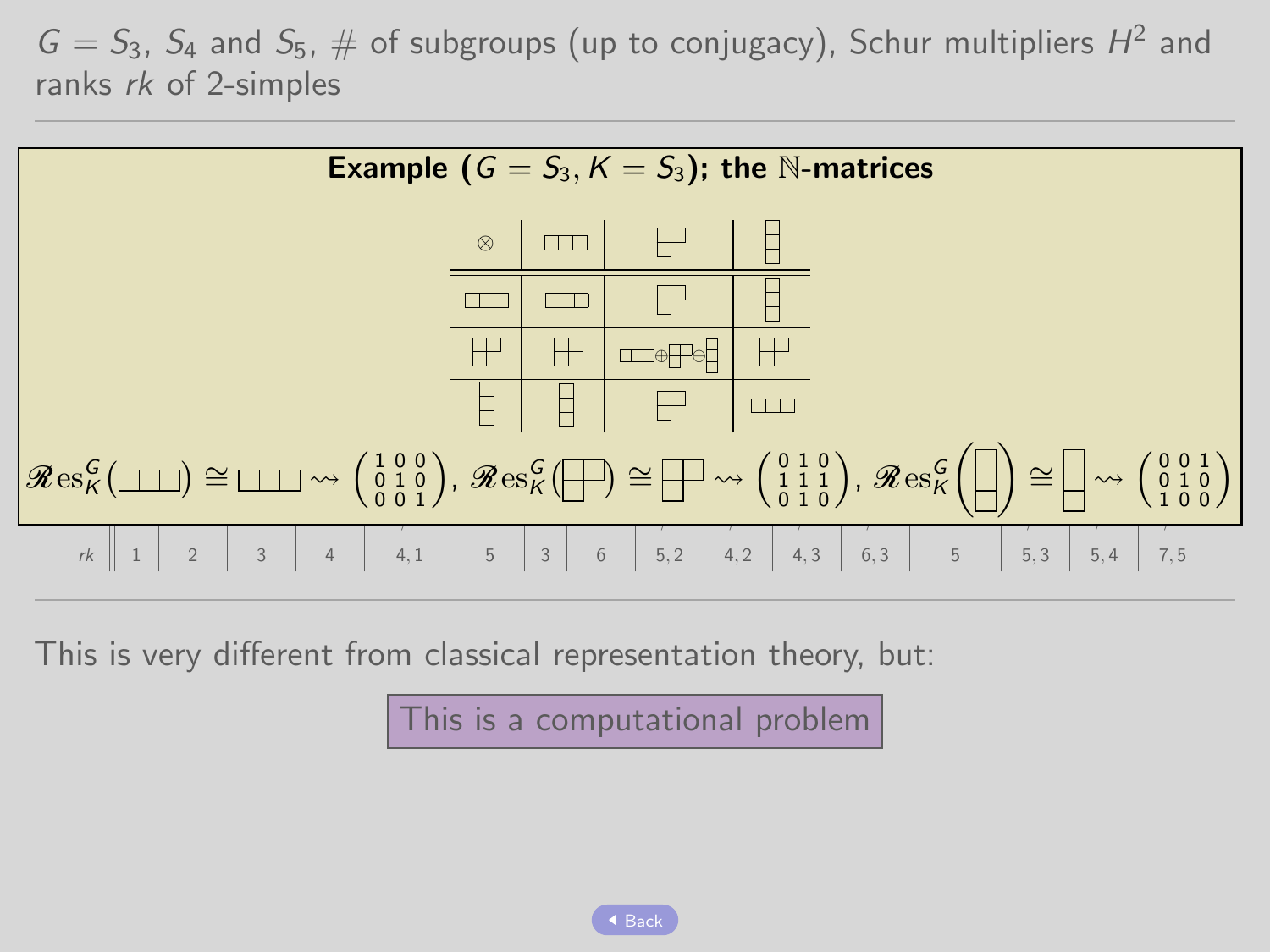$G = S_3$, $S_4$ and $S_5$, # of subgroups (up to conjugacy), Schur multipliers $H^2$ and ranks $rk$ of 2-simples

**Example ($G = S_3, K = S_3$); the $\mathbb{N}$-matrices**

| $\otimes$ | $\square\square\square$ | $\begin{smallmatrix}\square\square\\\square\end{smallmatrix}$ | $\begin{smallmatrix}\square\\\square\\\square\end{smallmatrix}$ |
|---|---|---|---|
| $\square\square\square$ | $\square\square\square$ | $\begin{smallmatrix}\square\square\\\square\end{smallmatrix}$ | $\begin{smallmatrix}\square\\\square\\\square\end{smallmatrix}$ |
| $\begin{smallmatrix}\square\square\\\square\end{smallmatrix}$ | $\begin{smallmatrix}\square\square\\\square\end{smallmatrix}$ | $\square\square\square \oplus \begin{smallmatrix}\square\square\\\square\end{smallmatrix} \oplus \begin{smallmatrix}\square\\\square\\\square\end{smallmatrix}$ | $\begin{smallmatrix}\square\square\\\square\end{smallmatrix}$ |
| $\begin{smallmatrix}\square\\\square\\\square\end{smallmatrix}$ | $\begin{smallmatrix}\square\\\square\\\square\end{smallmatrix}$ | $\begin{smallmatrix}\square\square\\\square\end{smallmatrix}$ | $\square\square\square$ |

$\mathscr{R}\mathrm{es}^G_K(\square\square\square) \cong \square\square\square \rightsquigarrow \begin{pmatrix} 1 & 0 & 0 \\ 0 & 1 & 0 \\ 0 & 0 & 1 \end{pmatrix}$, $\mathscr{R}\mathrm{es}^G_K\left(\begin{smallmatrix}\square\square\\\square\end{smallmatrix}\right) \cong \begin{smallmatrix}\square\square\\\square\end{smallmatrix} \rightsquigarrow \begin{pmatrix} 0 & 1 & 0 \\ 1 & 1 & 1 \\ 0 & 1 & 0 \end{pmatrix}$, $\mathscr{R}\mathrm{es}^G_K\left(\begin{smallmatrix}\square\\\square\\\square\end{smallmatrix}\right) \cong \begin{smallmatrix}\square\\\square\\\square\end{smallmatrix} \rightsquigarrow \begin{pmatrix} 0 & 0 & 1 \\ 0 & 1 & 0 \\ 1 & 0 & 0 \end{pmatrix}$

| $rk$ | 1 | 2 | 3 | 4 | 4, 1 | 5 | 3 | 6 | 5, 2 | 4, 2 | 4, 3 | 6, 3 | 5 | 5, 3 | 5, 4 | 7, 5 |
|---|---|---|---|---|---|---|---|---|---|---|---|---|---|---|---|---|

This is very different from classical representation theory, but:

This is a computational problem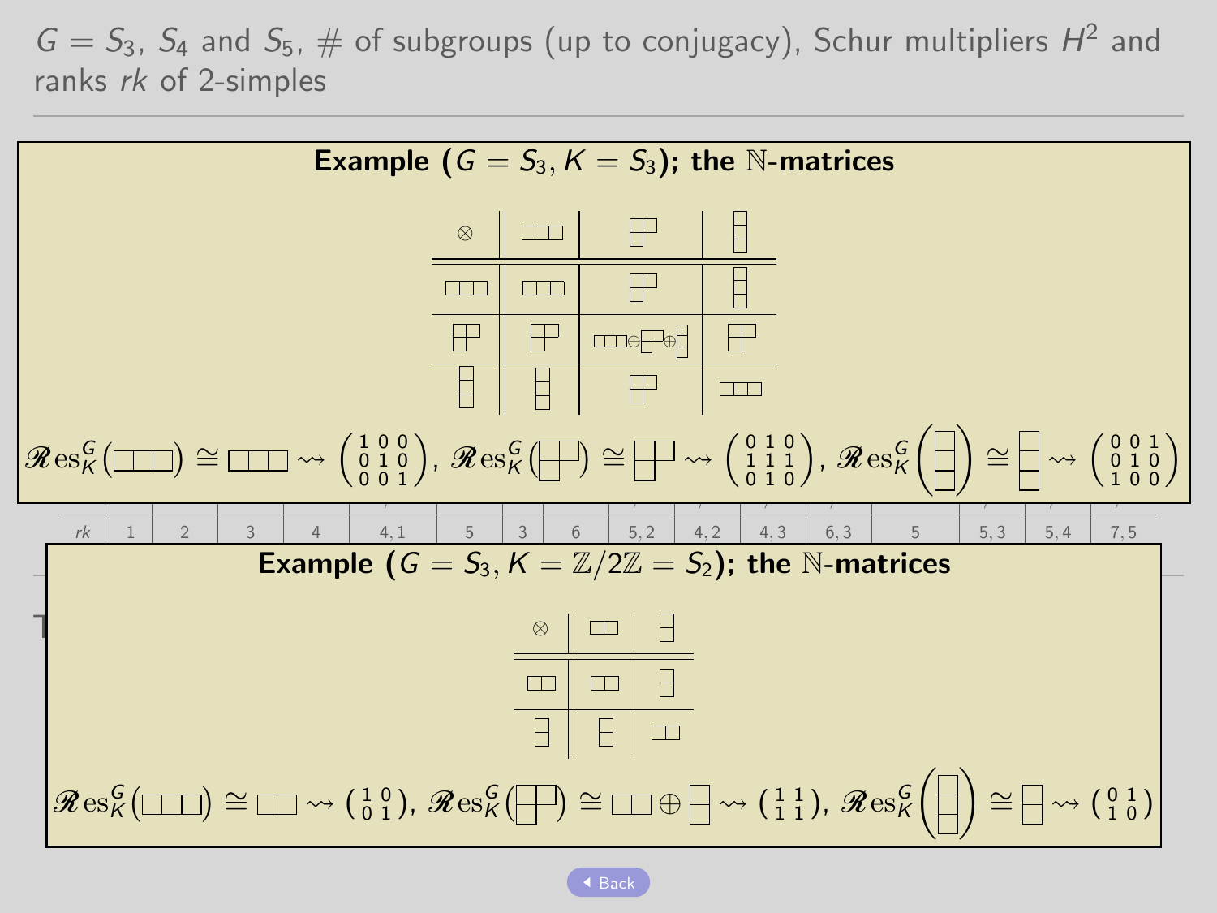## $G = S_3$, $S_4$ and $S_5$, # of subgroups (up to conjugacy), Schur multipliers $H^2$ and ranks *rk* of 2-simples

**Example ($G = S_3, K = S_3$); the $\mathbb{N}$-matrices**

| $\otimes$ | $(3)$ | $(2,1)$ | $(1,1,1)$ |
|---|---|---|---|
| $(3)$ | $(3)$ | $(2,1)$ | $(1,1,1)$ |
| $(2,1)$ | $(2,1)$ | $(3) \oplus (2,1) \oplus (1,1,1)$ | $(2,1)$ |
| $(1,1,1)$ | $(1,1,1)$ | $(2,1)$ | $(3)$ |

$\mathscr{R}\mathrm{es}_K^G((3)) \cong (3) \rightsquigarrow \begin{pmatrix} 1 & 0 & 0 \\ 0 & 1 & 0 \\ 0 & 0 & 1 \end{pmatrix}$, $\mathscr{R}\mathrm{es}_K^G((2,1)) \cong (2,1) \rightsquigarrow \begin{pmatrix} 0 & 1 & 0 \\ 1 & 1 & 1 \\ 0 & 1 & 0 \end{pmatrix}$, $\mathscr{R}\mathrm{es}_K^G((1,1,1)) \cong (1,1,1) \rightsquigarrow \begin{pmatrix} 0 & 0 & 1 \\ 0 & 1 & 0 \\ 1 & 0 & 0 \end{pmatrix}$

| *rk* | 1 | 2 | 3 | 4 | 4, 1 | 5 | 3 | 6 | 5, 2 | 4, 2 | 4, 3 | 6, 3 | 5 | 5, 3 | 5, 4 | 7, 5 |
|---|---|---|---|---|---|---|---|---|---|---|---|---|---|---|---|---|

**Example ($G = S_3, K = \mathbb{Z}/2\mathbb{Z} = S_2$); the $\mathbb{N}$-matrices**

| $\otimes$ | $(2)$ | $(1,1)$ |
|---|---|---|
| $(2)$ | $(2)$ | $(1,1)$ |
| $(1,1)$ | $(1,1)$ | $(2)$ |

$\mathscr{R}\mathrm{es}_K^G((3)) \cong (2) \rightsquigarrow \begin{pmatrix} 1 & 0 \\ 0 & 1 \end{pmatrix}$, $\mathscr{R}\mathrm{es}_K^G((2,1)) \cong (2) \oplus (1,1) \rightsquigarrow \begin{pmatrix} 1 & 1 \\ 1 & 1 \end{pmatrix}$, $\mathscr{R}\mathrm{es}_K^G((1,1,1)) \cong (1,1) \rightsquigarrow \begin{pmatrix} 0 & 1 \\ 1 & 0 \end{pmatrix}$

Back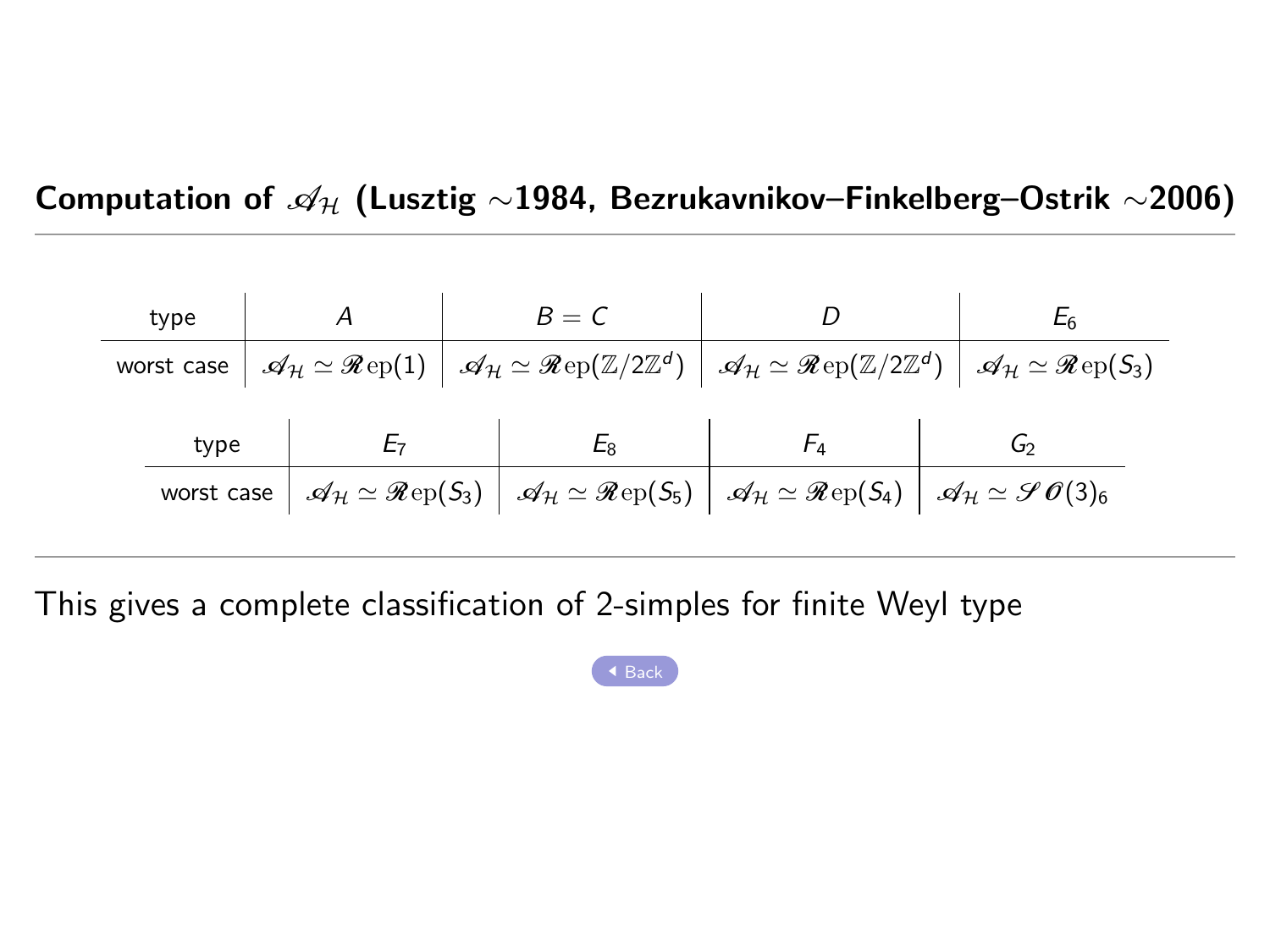## Computation of $\mathscr{A}_{\mathcal{H}}$ (Lusztig ∼1984, Bezrukavnikov–Finkelberg–Ostrik ∼2006)

| type | $A$ | $B = C$ | $D$ | $E_6$ |
|---|---|---|---|---|
| worst case | $\mathscr{A}_{\mathcal{H}} \simeq \mathscr{R}\mathrm{ep}(1)$ | $\mathscr{A}_{\mathcal{H}} \simeq \mathscr{R}\mathrm{ep}(\mathbb{Z}/2\mathbb{Z}^d)$ | $\mathscr{A}_{\mathcal{H}} \simeq \mathscr{R}\mathrm{ep}(\mathbb{Z}/2\mathbb{Z}^d)$ | $\mathscr{A}_{\mathcal{H}} \simeq \mathscr{R}\mathrm{ep}(S_3)$ |

| type | $E_7$ | $E_8$ | $F_4$ | $G_2$ |
|---|---|---|---|---|
| worst case | $\mathscr{A}_{\mathcal{H}} \simeq \mathscr{R}\mathrm{ep}(S_3)$ | $\mathscr{A}_{\mathcal{H}} \simeq \mathscr{R}\mathrm{ep}(S_5)$ | $\mathscr{A}_{\mathcal{H}} \simeq \mathscr{R}\mathrm{ep}(S_4)$ | $\mathscr{A}_{\mathcal{H}} \simeq \mathscr{SO}(3)_6$ |

This gives a complete classification of 2-simples for finite Weyl type

Back